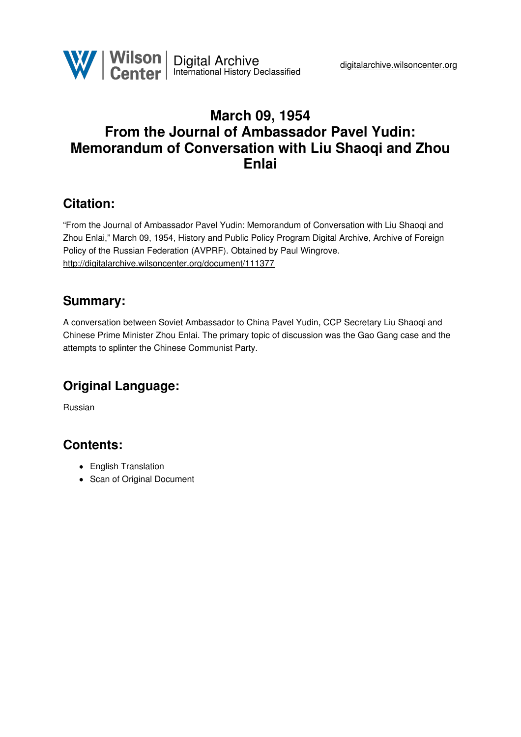Wilson Center | Digital Archive
International History Declassified

digitalarchive.wilsoncenter.org

# March 09, 1954
# From the Journal of Ambassador Pavel Yudin: Memorandum of Conversation with Liu Shaoqi and Zhou Enlai

## Citation:

"From the Journal of Ambassador Pavel Yudin: Memorandum of Conversation with Liu Shaoqi and Zhou Enlai," March 09, 1954, History and Public Policy Program Digital Archive, Archive of Foreign Policy of the Russian Federation (AVPRF). Obtained by Paul Wingrove.
http://digitalarchive.wilsoncenter.org/document/111377

## Summary:

A conversation between Soviet Ambassador to China Pavel Yudin, CCP Secretary Liu Shaoqi and Chinese Prime Minister Zhou Enlai. The primary topic of discussion was the Gao Gang case and the attempts to splinter the Chinese Communist Party.

## Original Language:

Russian

## Contents:

- English Translation
- Scan of Original Document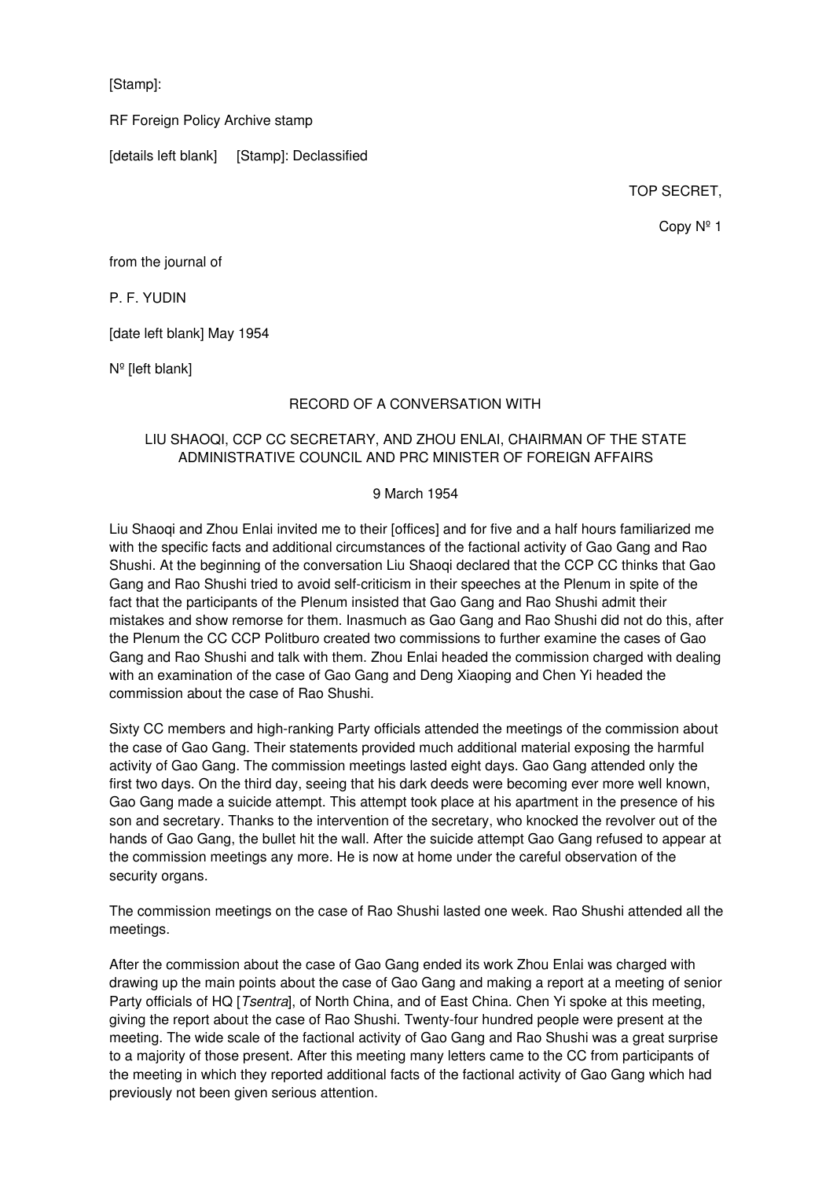[Stamp]:

RF Foreign Policy Archive stamp

[details left blank]     [Stamp]: Declassified

TOP SECRET,

Copy № 1

from the journal of

P. F. YUDIN

[date left blank] May 1954

№ [left blank]

## RECORD OF A CONVERSATION WITH

### LIU SHAOQI, CCP CC SECRETARY, AND ZHOU ENLAI, CHAIRMAN OF THE STATE ADMINISTRATIVE COUNCIL AND PRC MINISTER OF FOREIGN AFFAIRS

9 March 1954

Liu Shaoqi and Zhou Enlai invited me to their [offices] and for five and a half hours familiarized me with the specific facts and additional circumstances of the factional activity of Gao Gang and Rao Shushi. At the beginning of the conversation Liu Shaoqi declared that the CCP CC thinks that Gao Gang and Rao Shushi tried to avoid self-criticism in their speeches at the Plenum in spite of the fact that the participants of the Plenum insisted that Gao Gang and Rao Shushi admit their mistakes and show remorse for them. Inasmuch as Gao Gang and Rao Shushi did not do this, after the Plenum the CC CCP Politburo created two commissions to further examine the cases of Gao Gang and Rao Shushi and talk with them. Zhou Enlai headed the commission charged with dealing with an examination of the case of Gao Gang and Deng Xiaoping and Chen Yi headed the commission about the case of Rao Shushi.

Sixty CC members and high-ranking Party officials attended the meetings of the commission about the case of Gao Gang. Their statements provided much additional material exposing the harmful activity of Gao Gang. The commission meetings lasted eight days. Gao Gang attended only the first two days. On the third day, seeing that his dark deeds were becoming ever more well known, Gao Gang made a suicide attempt. This attempt took place at his apartment in the presence of his son and secretary. Thanks to the intervention of the secretary, who knocked the revolver out of the hands of Gao Gang, the bullet hit the wall. After the suicide attempt Gao Gang refused to appear at the commission meetings any more. He is now at home under the careful observation of the security organs.

The commission meetings on the case of Rao Shushi lasted one week. Rao Shushi attended all the meetings.

After the commission about the case of Gao Gang ended its work Zhou Enlai was charged with drawing up the main points about the case of Gao Gang and making a report at a meeting of senior Party officials of HQ [*Tsentra*], of North China, and of East China. Chen Yi spoke at this meeting, giving the report about the case of Rao Shushi. Twenty-four hundred people were present at the meeting. The wide scale of the factional activity of Gao Gang and Rao Shushi was a great surprise to a majority of those present. After this meeting many letters came to the CC from participants of the meeting in which they reported additional facts of the factional activity of Gao Gang which had previously not been given serious attention.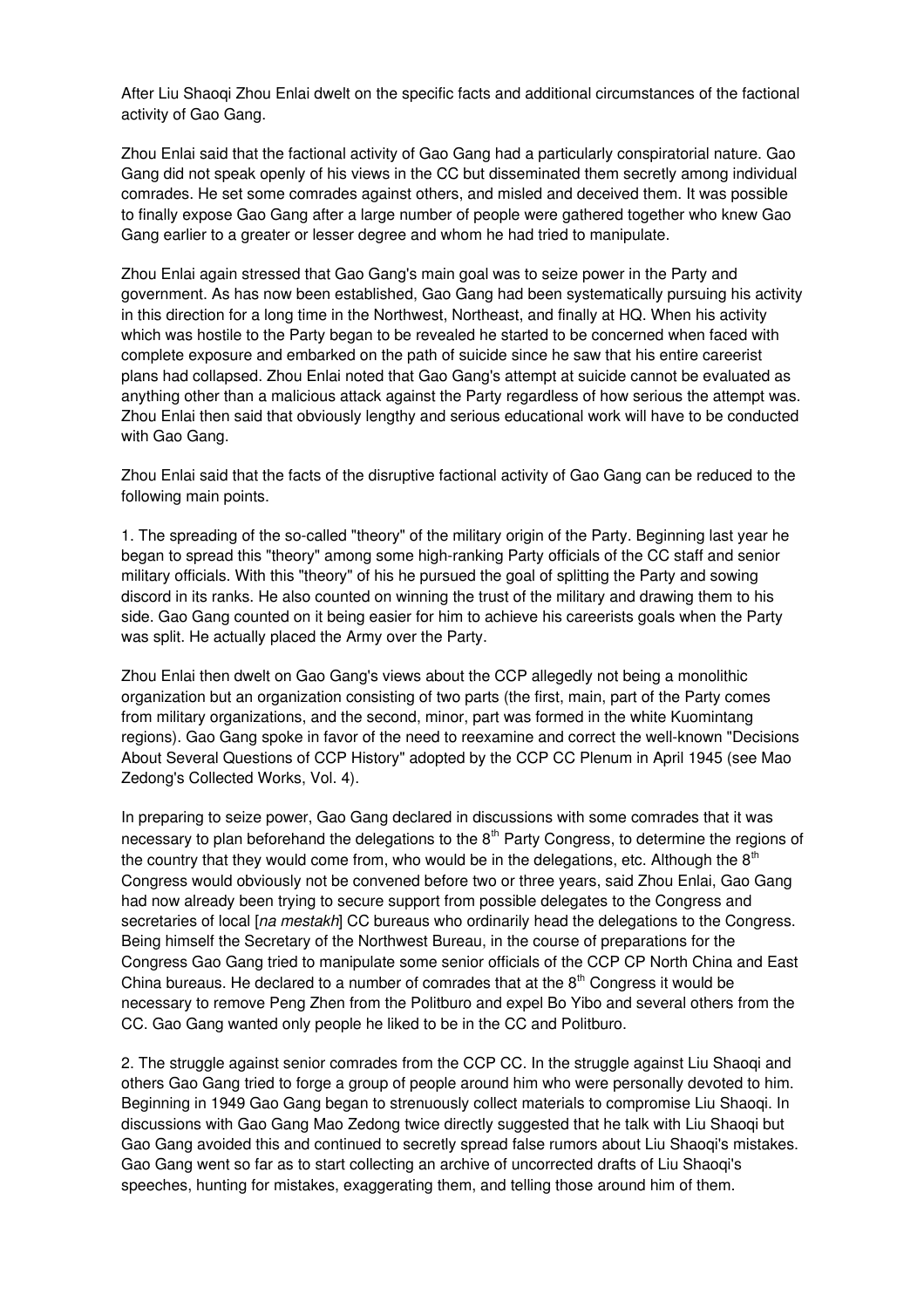After Liu Shaoqi Zhou Enlai dwelt on the specific facts and additional circumstances of the factional activity of Gao Gang.

Zhou Enlai said that the factional activity of Gao Gang had a particularly conspiratorial nature. Gao Gang did not speak openly of his views in the CC but disseminated them secretly among individual comrades. He set some comrades against others, and misled and deceived them. It was possible to finally expose Gao Gang after a large number of people were gathered together who knew Gao Gang earlier to a greater or lesser degree and whom he had tried to manipulate.

Zhou Enlai again stressed that Gao Gang's main goal was to seize power in the Party and government. As has now been established, Gao Gang had been systematically pursuing his activity in this direction for a long time in the Northwest, Northeast, and finally at HQ. When his activity which was hostile to the Party began to be revealed he started to be concerned when faced with complete exposure and embarked on the path of suicide since he saw that his entire careerist plans had collapsed. Zhou Enlai noted that Gao Gang's attempt at suicide cannot be evaluated as anything other than a malicious attack against the Party regardless of how serious the attempt was. Zhou Enlai then said that obviously lengthy and serious educational work will have to be conducted with Gao Gang.

Zhou Enlai said that the facts of the disruptive factional activity of Gao Gang can be reduced to the following main points.

1. The spreading of the so-called "theory" of the military origin of the Party. Beginning last year he began to spread this "theory" among some high-ranking Party officials of the CC staff and senior military officials. With this "theory" of his he pursued the goal of splitting the Party and sowing discord in its ranks. He also counted on winning the trust of the military and drawing them to his side. Gao Gang counted on it being easier for him to achieve his careerists goals when the Party was split. He actually placed the Army over the Party.

Zhou Enlai then dwelt on Gao Gang's views about the CCP allegedly not being a monolithic organization but an organization consisting of two parts (the first, main, part of the Party comes from military organizations, and the second, minor, part was formed in the white Kuomintang regions). Gao Gang spoke in favor of the need to reexamine and correct the well-known "Decisions About Several Questions of CCP History" adopted by the CCP CC Plenum in April 1945 (see Mao Zedong's Collected Works, Vol. 4).

In preparing to seize power, Gao Gang declared in discussions with some comrades that it was necessary to plan beforehand the delegations to the 8th Party Congress, to determine the regions of the country that they would come from, who would be in the delegations, etc. Although the 8th Congress would obviously not be convened before two or three years, said Zhou Enlai, Gao Gang had now already been trying to secure support from possible delegates to the Congress and secretaries of local [*na mestakh*] CC bureaus who ordinarily head the delegations to the Congress. Being himself the Secretary of the Northwest Bureau, in the course of preparations for the Congress Gao Gang tried to manipulate some senior officials of the CCP CP North China and East China bureaus. He declared to a number of comrades that at the 8th Congress it would be necessary to remove Peng Zhen from the Politburo and expel Bo Yibo and several others from the CC. Gao Gang wanted only people he liked to be in the CC and Politburo.

2. The struggle against senior comrades from the CCP CC. In the struggle against Liu Shaoqi and others Gao Gang tried to forge a group of people around him who were personally devoted to him. Beginning in 1949 Gao Gang began to strenuously collect materials to compromise Liu Shaoqi. In discussions with Gao Gang Mao Zedong twice directly suggested that he talk with Liu Shaoqi but Gao Gang avoided this and continued to secretly spread false rumors about Liu Shaoqi's mistakes. Gao Gang went so far as to start collecting an archive of uncorrected drafts of Liu Shaoqi's speeches, hunting for mistakes, exaggerating them, and telling those around him of them.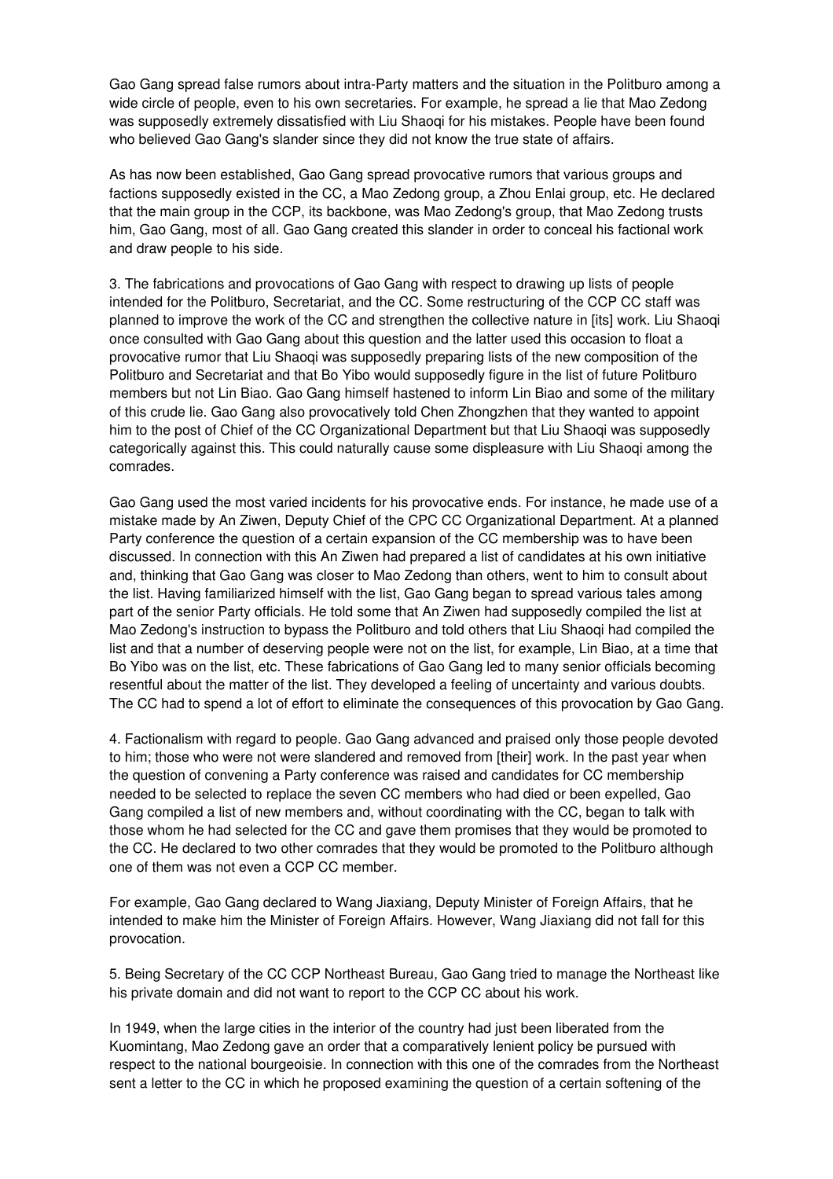Gao Gang spread false rumors about intra-Party matters and the situation in the Politburo among a wide circle of people, even to his own secretaries. For example, he spread a lie that Mao Zedong was supposedly extremely dissatisfied with Liu Shaoqi for his mistakes. People have been found who believed Gao Gang's slander since they did not know the true state of affairs.

As has now been established, Gao Gang spread provocative rumors that various groups and factions supposedly existed in the CC, a Mao Zedong group, a Zhou Enlai group, etc. He declared that the main group in the CCP, its backbone, was Mao Zedong's group, that Mao Zedong trusts him, Gao Gang, most of all. Gao Gang created this slander in order to conceal his factional work and draw people to his side.

3. The fabrications and provocations of Gao Gang with respect to drawing up lists of people intended for the Politburo, Secretariat, and the CC. Some restructuring of the CCP CC staff was planned to improve the work of the CC and strengthen the collective nature in [its] work. Liu Shaoqi once consulted with Gao Gang about this question and the latter used this occasion to float a provocative rumor that Liu Shaoqi was supposedly preparing lists of the new composition of the Politburo and Secretariat and that Bo Yibo would supposedly figure in the list of future Politburo members but not Lin Biao. Gao Gang himself hastened to inform Lin Biao and some of the military of this crude lie. Gao Gang also provocatively told Chen Zhongzhen that they wanted to appoint him to the post of Chief of the CC Organizational Department but that Liu Shaoqi was supposedly categorically against this. This could naturally cause some displeasure with Liu Shaoqi among the comrades.

Gao Gang used the most varied incidents for his provocative ends. For instance, he made use of a mistake made by An Ziwen, Deputy Chief of the CPC CC Organizational Department. At a planned Party conference the question of a certain expansion of the CC membership was to have been discussed. In connection with this An Ziwen had prepared a list of candidates at his own initiative and, thinking that Gao Gang was closer to Mao Zedong than others, went to him to consult about the list. Having familiarized himself with the list, Gao Gang began to spread various tales among part of the senior Party officials. He told some that An Ziwen had supposedly compiled the list at Mao Zedong's instruction to bypass the Politburo and told others that Liu Shaoqi had compiled the list and that a number of deserving people were not on the list, for example, Lin Biao, at a time that Bo Yibo was on the list, etc. These fabrications of Gao Gang led to many senior officials becoming resentful about the matter of the list. They developed a feeling of uncertainty and various doubts. The CC had to spend a lot of effort to eliminate the consequences of this provocation by Gao Gang.

4. Factionalism with regard to people. Gao Gang advanced and praised only those people devoted to him; those who were not were slandered and removed from [their] work. In the past year when the question of convening a Party conference was raised and candidates for CC membership needed to be selected to replace the seven CC members who had died or been expelled, Gao Gang compiled a list of new members and, without coordinating with the CC, began to talk with those whom he had selected for the CC and gave them promises that they would be promoted to the CC. He declared to two other comrades that they would be promoted to the Politburo although one of them was not even a CCP CC member.

For example, Gao Gang declared to Wang Jiaxiang, Deputy Minister of Foreign Affairs, that he intended to make him the Minister of Foreign Affairs. However, Wang Jiaxiang did not fall for this provocation.

5. Being Secretary of the CC CCP Northeast Bureau, Gao Gang tried to manage the Northeast like his private domain and did not want to report to the CCP CC about his work.

In 1949, when the large cities in the interior of the country had just been liberated from the Kuomintang, Mao Zedong gave an order that a comparatively lenient policy be pursued with respect to the national bourgeoisie. In connection with this one of the comrades from the Northeast sent a letter to the CC in which he proposed examining the question of a certain softening of the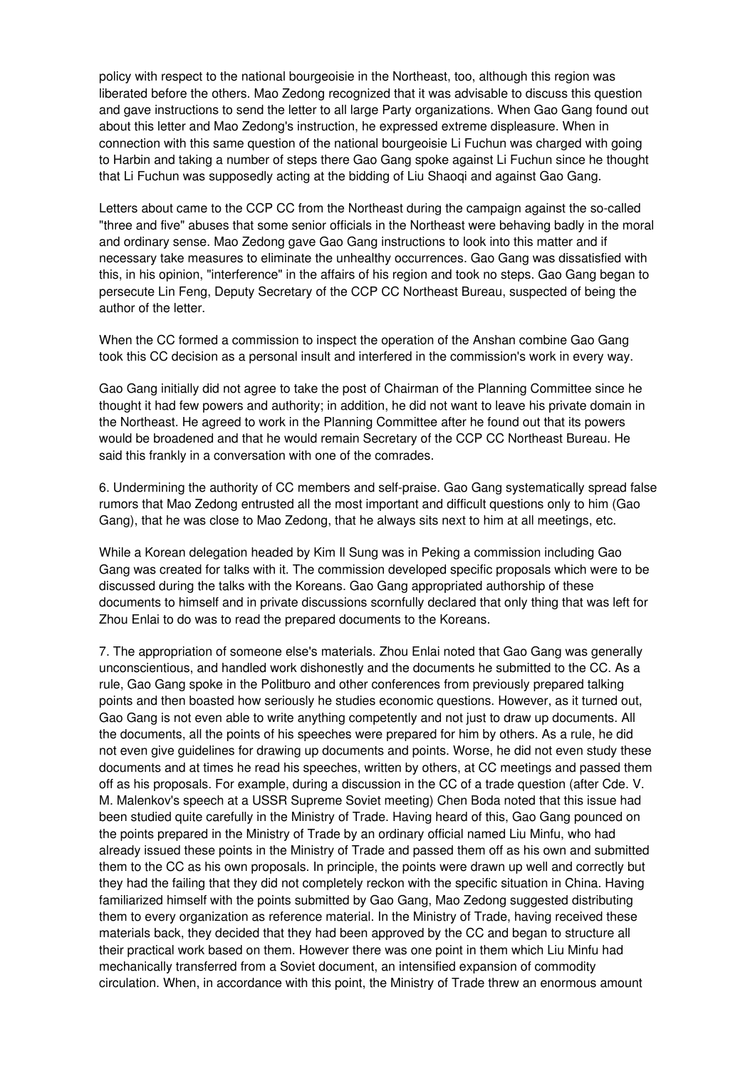policy with respect to the national bourgeoisie in the Northeast, too, although this region was liberated before the others. Mao Zedong recognized that it was advisable to discuss this question and gave instructions to send the letter to all large Party organizations. When Gao Gang found out about this letter and Mao Zedong's instruction, he expressed extreme displeasure. When in connection with this same question of the national bourgeoisie Li Fuchun was charged with going to Harbin and taking a number of steps there Gao Gang spoke against Li Fuchun since he thought that Li Fuchun was supposedly acting at the bidding of Liu Shaoqi and against Gao Gang.

Letters about came to the CCP CC from the Northeast during the campaign against the so-called "three and five" abuses that some senior officials in the Northeast were behaving badly in the moral and ordinary sense. Mao Zedong gave Gao Gang instructions to look into this matter and if necessary take measures to eliminate the unhealthy occurrences. Gao Gang was dissatisfied with this, in his opinion, "interference" in the affairs of his region and took no steps. Gao Gang began to persecute Lin Feng, Deputy Secretary of the CCP CC Northeast Bureau, suspected of being the author of the letter.

When the CC formed a commission to inspect the operation of the Anshan combine Gao Gang took this CC decision as a personal insult and interfered in the commission's work in every way.

Gao Gang initially did not agree to take the post of Chairman of the Planning Committee since he thought it had few powers and authority; in addition, he did not want to leave his private domain in the Northeast. He agreed to work in the Planning Committee after he found out that its powers would be broadened and that he would remain Secretary of the CCP CC Northeast Bureau. He said this frankly in a conversation with one of the comrades.

6. Undermining the authority of CC members and self-praise. Gao Gang systematically spread false rumors that Mao Zedong entrusted all the most important and difficult questions only to him (Gao Gang), that he was close to Mao Zedong, that he always sits next to him at all meetings, etc.

While a Korean delegation headed by Kim Il Sung was in Peking a commission including Gao Gang was created for talks with it. The commission developed specific proposals which were to be discussed during the talks with the Koreans. Gao Gang appropriated authorship of these documents to himself and in private discussions scornfully declared that only thing that was left for Zhou Enlai to do was to read the prepared documents to the Koreans.

7. The appropriation of someone else's materials. Zhou Enlai noted that Gao Gang was generally unconscientious, and handled work dishonestly and the documents he submitted to the CC. As a rule, Gao Gang spoke in the Politburo and other conferences from previously prepared talking points and then boasted how seriously he studies economic questions. However, as it turned out, Gao Gang is not even able to write anything competently and not just to draw up documents. All the documents, all the points of his speeches were prepared for him by others. As a rule, he did not even give guidelines for drawing up documents and points. Worse, he did not even study these documents and at times he read his speeches, written by others, at CC meetings and passed them off as his proposals. For example, during a discussion in the CC of a trade question (after Cde. V. M. Malenkov's speech at a USSR Supreme Soviet meeting) Chen Boda noted that this issue had been studied quite carefully in the Ministry of Trade. Having heard of this, Gao Gang pounced on the points prepared in the Ministry of Trade by an ordinary official named Liu Minfu, who had already issued these points in the Ministry of Trade and passed them off as his own and submitted them to the CC as his own proposals. In principle, the points were drawn up well and correctly but they had the failing that they did not completely reckon with the specific situation in China. Having familiarized himself with the points submitted by Gao Gang, Mao Zedong suggested distributing them to every organization as reference material. In the Ministry of Trade, having received these materials back, they decided that they had been approved by the CC and began to structure all their practical work based on them. However there was one point in them which Liu Minfu had mechanically transferred from a Soviet document, an intensified expansion of commodity circulation. When, in accordance with this point, the Ministry of Trade threw an enormous amount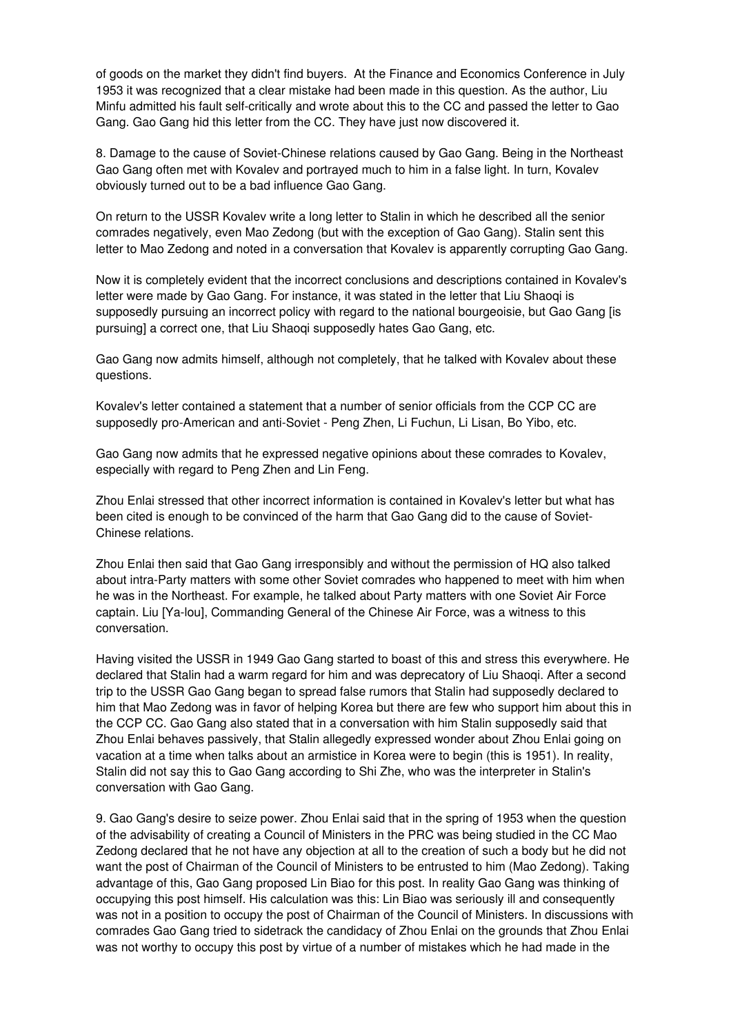of goods on the market they didn't find buyers. At the Finance and Economics Conference in July 1953 it was recognized that a clear mistake had been made in this question. As the author, Liu Minfu admitted his fault self-critically and wrote about this to the CC and passed the letter to Gao Gang. Gao Gang hid this letter from the CC. They have just now discovered it.

8. Damage to the cause of Soviet-Chinese relations caused by Gao Gang. Being in the Northeast Gao Gang often met with Kovalev and portrayed much to him in a false light. In turn, Kovalev obviously turned out to be a bad influence Gao Gang.

On return to the USSR Kovalev write a long letter to Stalin in which he described all the senior comrades negatively, even Mao Zedong (but with the exception of Gao Gang). Stalin sent this letter to Mao Zedong and noted in a conversation that Kovalev is apparently corrupting Gao Gang.

Now it is completely evident that the incorrect conclusions and descriptions contained in Kovalev's letter were made by Gao Gang. For instance, it was stated in the letter that Liu Shaoqi is supposedly pursuing an incorrect policy with regard to the national bourgeoisie, but Gao Gang [is pursuing] a correct one, that Liu Shaoqi supposedly hates Gao Gang, etc.

Gao Gang now admits himself, although not completely, that he talked with Kovalev about these questions.

Kovalev's letter contained a statement that a number of senior officials from the CCP CC are supposedly pro-American and anti-Soviet - Peng Zhen, Li Fuchun, Li Lisan, Bo Yibo, etc.

Gao Gang now admits that he expressed negative opinions about these comrades to Kovalev, especially with regard to Peng Zhen and Lin Feng.

Zhou Enlai stressed that other incorrect information is contained in Kovalev's letter but what has been cited is enough to be convinced of the harm that Gao Gang did to the cause of Soviet-Chinese relations.

Zhou Enlai then said that Gao Gang irresponsibly and without the permission of HQ also talked about intra-Party matters with some other Soviet comrades who happened to meet with him when he was in the Northeast. For example, he talked about Party matters with one Soviet Air Force captain. Liu [Ya-lou], Commanding General of the Chinese Air Force, was a witness to this conversation.

Having visited the USSR in 1949 Gao Gang started to boast of this and stress this everywhere. He declared that Stalin had a warm regard for him and was deprecatory of Liu Shaoqi. After a second trip to the USSR Gao Gang began to spread false rumors that Stalin had supposedly declared to him that Mao Zedong was in favor of helping Korea but there are few who support him about this in the CCP CC. Gao Gang also stated that in a conversation with him Stalin supposedly said that Zhou Enlai behaves passively, that Stalin allegedly expressed wonder about Zhou Enlai going on vacation at a time when talks about an armistice in Korea were to begin (this is 1951). In reality, Stalin did not say this to Gao Gang according to Shi Zhe, who was the interpreter in Stalin's conversation with Gao Gang.

9. Gao Gang's desire to seize power. Zhou Enlai said that in the spring of 1953 when the question of the advisability of creating a Council of Ministers in the PRC was being studied in the CC Mao Zedong declared that he not have any objection at all to the creation of such a body but he did not want the post of Chairman of the Council of Ministers to be entrusted to him (Mao Zedong). Taking advantage of this, Gao Gang proposed Lin Biao for this post. In reality Gao Gang was thinking of occupying this post himself. His calculation was this: Lin Biao was seriously ill and consequently was not in a position to occupy the post of Chairman of the Council of Ministers. In discussions with comrades Gao Gang tried to sidetrack the candidacy of Zhou Enlai on the grounds that Zhou Enlai was not worthy to occupy this post by virtue of a number of mistakes which he had made in the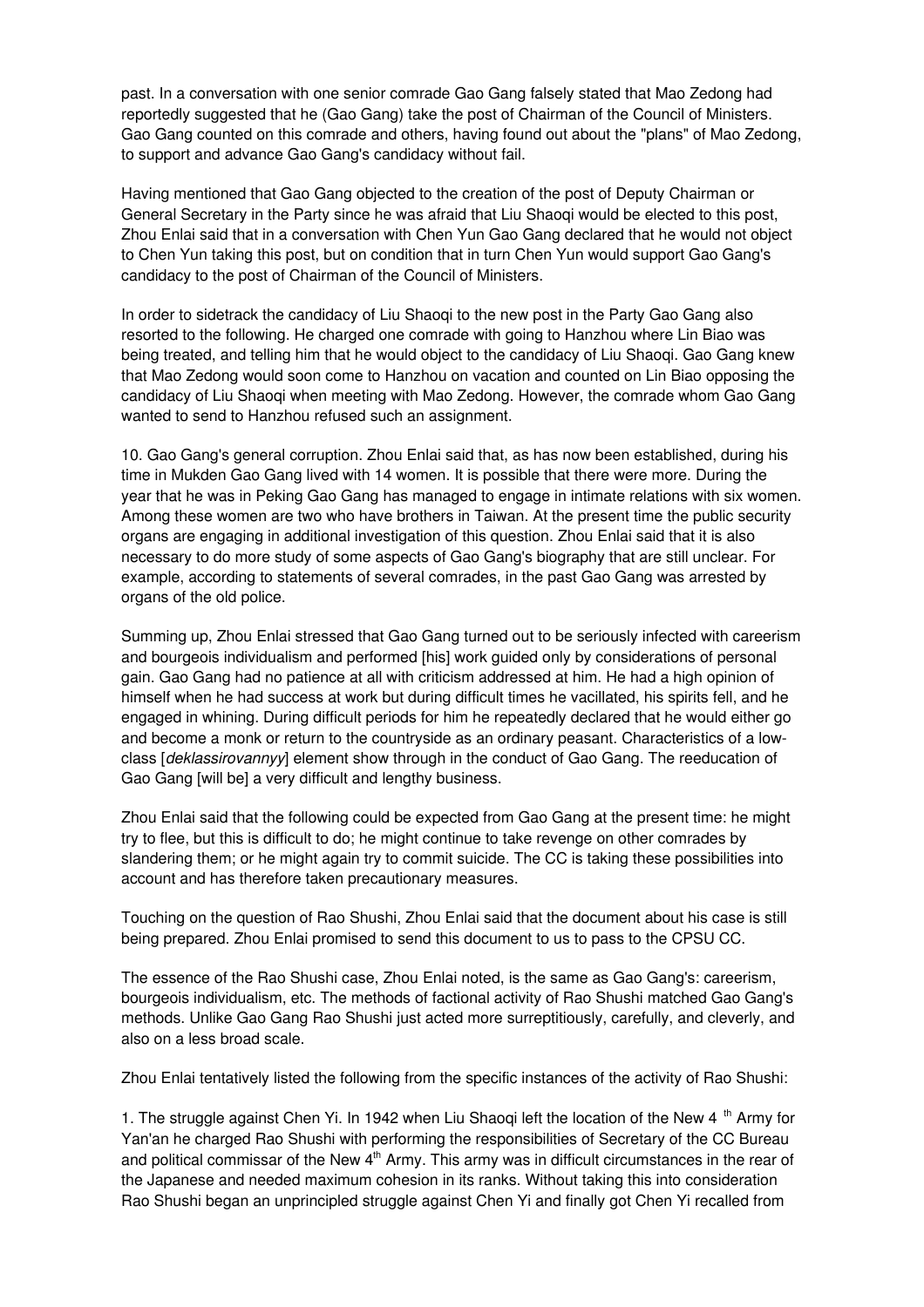past. In a conversation with one senior comrade Gao Gang falsely stated that Mao Zedong had reportedly suggested that he (Gao Gang) take the post of Chairman of the Council of Ministers. Gao Gang counted on this comrade and others, having found out about the "plans" of Mao Zedong, to support and advance Gao Gang's candidacy without fail.

Having mentioned that Gao Gang objected to the creation of the post of Deputy Chairman or General Secretary in the Party since he was afraid that Liu Shaoqi would be elected to this post, Zhou Enlai said that in a conversation with Chen Yun Gao Gang declared that he would not object to Chen Yun taking this post, but on condition that in turn Chen Yun would support Gao Gang's candidacy to the post of Chairman of the Council of Ministers.

In order to sidetrack the candidacy of Liu Shaoqi to the new post in the Party Gao Gang also resorted to the following. He charged one comrade with going to Hanzhou where Lin Biao was being treated, and telling him that he would object to the candidacy of Liu Shaoqi. Gao Gang knew that Mao Zedong would soon come to Hanzhou on vacation and counted on Lin Biao opposing the candidacy of Liu Shaoqi when meeting with Mao Zedong. However, the comrade whom Gao Gang wanted to send to Hanzhou refused such an assignment.

10. Gao Gang's general corruption. Zhou Enlai said that, as has now been established, during his time in Mukden Gao Gang lived with 14 women. It is possible that there were more. During the year that he was in Peking Gao Gang has managed to engage in intimate relations with six women. Among these women are two who have brothers in Taiwan. At the present time the public security organs are engaging in additional investigation of this question. Zhou Enlai said that it is also necessary to do more study of some aspects of Gao Gang's biography that are still unclear. For example, according to statements of several comrades, in the past Gao Gang was arrested by organs of the old police.

Summing up, Zhou Enlai stressed that Gao Gang turned out to be seriously infected with careerism and bourgeois individualism and performed [his] work guided only by considerations of personal gain. Gao Gang had no patience at all with criticism addressed at him. He had a high opinion of himself when he had success at work but during difficult times he vacillated, his spirits fell, and he engaged in whining. During difficult periods for him he repeatedly declared that he would either go and become a monk or return to the countryside as an ordinary peasant. Characteristics of a low-class [*deklassirovannyy*] element show through in the conduct of Gao Gang. The reeducation of Gao Gang [will be] a very difficult and lengthy business.

Zhou Enlai said that the following could be expected from Gao Gang at the present time: he might try to flee, but this is difficult to do; he might continue to take revenge on other comrades by slandering them; or he might again try to commit suicide. The CC is taking these possibilities into account and has therefore taken precautionary measures.

Touching on the question of Rao Shushi, Zhou Enlai said that the document about his case is still being prepared. Zhou Enlai promised to send this document to us to pass to the CPSU CC.

The essence of the Rao Shushi case, Zhou Enlai noted, is the same as Gao Gang's: careerism, bourgeois individualism, etc. The methods of factional activity of Rao Shushi matched Gao Gang's methods. Unlike Gao Gang Rao Shushi just acted more surreptitiously, carefully, and cleverly, and also on a less broad scale.

Zhou Enlai tentatively listed the following from the specific instances of the activity of Rao Shushi:

1. The struggle against Chen Yi. In 1942 when Liu Shaoqi left the location of the New 4th Army for Yan'an he charged Rao Shushi with performing the responsibilities of Secretary of the CC Bureau and political commissar of the New 4th Army. This army was in difficult circumstances in the rear of the Japanese and needed maximum cohesion in its ranks. Without taking this into consideration Rao Shushi began an unprincipled struggle against Chen Yi and finally got Chen Yi recalled from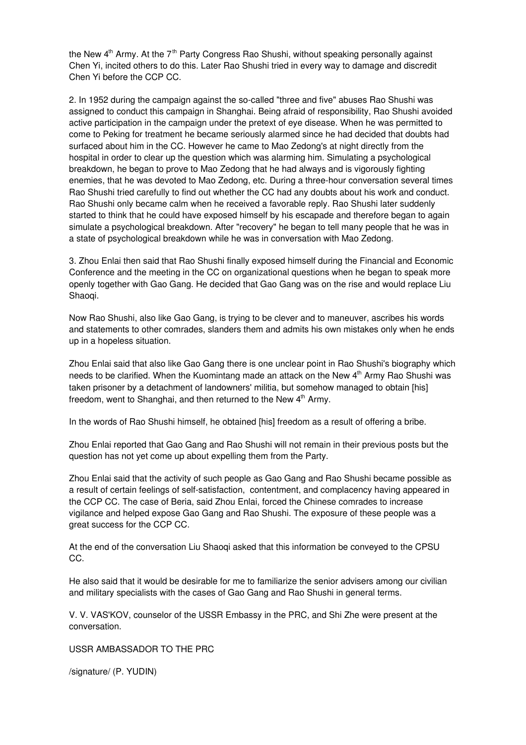the New 4th Army. At the 7th Party Congress Rao Shushi, without speaking personally against Chen Yi, incited others to do this. Later Rao Shushi tried in every way to damage and discredit Chen Yi before the CCP CC.

2. In 1952 during the campaign against the so-called "three and five" abuses Rao Shushi was assigned to conduct this campaign in Shanghai. Being afraid of responsibility, Rao Shushi avoided active participation in the campaign under the pretext of eye disease. When he was permitted to come to Peking for treatment he became seriously alarmed since he had decided that doubts had surfaced about him in the CC. However he came to Mao Zedong's at night directly from the hospital in order to clear up the question which was alarming him. Simulating a psychological breakdown, he began to prove to Mao Zedong that he had always and is vigorously fighting enemies, that he was devoted to Mao Zedong, etc. During a three-hour conversation several times Rao Shushi tried carefully to find out whether the CC had any doubts about his work and conduct. Rao Shushi only became calm when he received a favorable reply. Rao Shushi later suddenly started to think that he could have exposed himself by his escapade and therefore began to again simulate a psychological breakdown. After "recovery" he began to tell many people that he was in a state of psychological breakdown while he was in conversation with Mao Zedong.

3. Zhou Enlai then said that Rao Shushi finally exposed himself during the Financial and Economic Conference and the meeting in the CC on organizational questions when he began to speak more openly together with Gao Gang. He decided that Gao Gang was on the rise and would replace Liu Shaoqi.

Now Rao Shushi, also like Gao Gang, is trying to be clever and to maneuver, ascribes his words and statements to other comrades, slanders them and admits his own mistakes only when he ends up in a hopeless situation.

Zhou Enlai said that also like Gao Gang there is one unclear point in Rao Shushi's biography which needs to be clarified. When the Kuomintang made an attack on the New 4th Army Rao Shushi was taken prisoner by a detachment of landowners' militia, but somehow managed to obtain [his] freedom, went to Shanghai, and then returned to the New 4th Army.

In the words of Rao Shushi himself, he obtained [his] freedom as a result of offering a bribe.

Zhou Enlai reported that Gao Gang and Rao Shushi will not remain in their previous posts but the question has not yet come up about expelling them from the Party.

Zhou Enlai said that the activity of such people as Gao Gang and Rao Shushi became possible as a result of certain feelings of self-satisfaction, contentment, and complacency having appeared in the CCP CC. The case of Beria, said Zhou Enlai, forced the Chinese comrades to increase vigilance and helped expose Gao Gang and Rao Shushi. The exposure of these people was a great success for the CCP CC.

At the end of the conversation Liu Shaoqi asked that this information be conveyed to the CPSU CC.

He also said that it would be desirable for me to familiarize the senior advisers among our civilian and military specialists with the cases of Gao Gang and Rao Shushi in general terms.

V. V. VAS'KOV, counselor of the USSR Embassy in the PRC, and Shi Zhe were present at the conversation.

USSR AMBASSADOR TO THE PRC

/signature/ (P. YUDIN)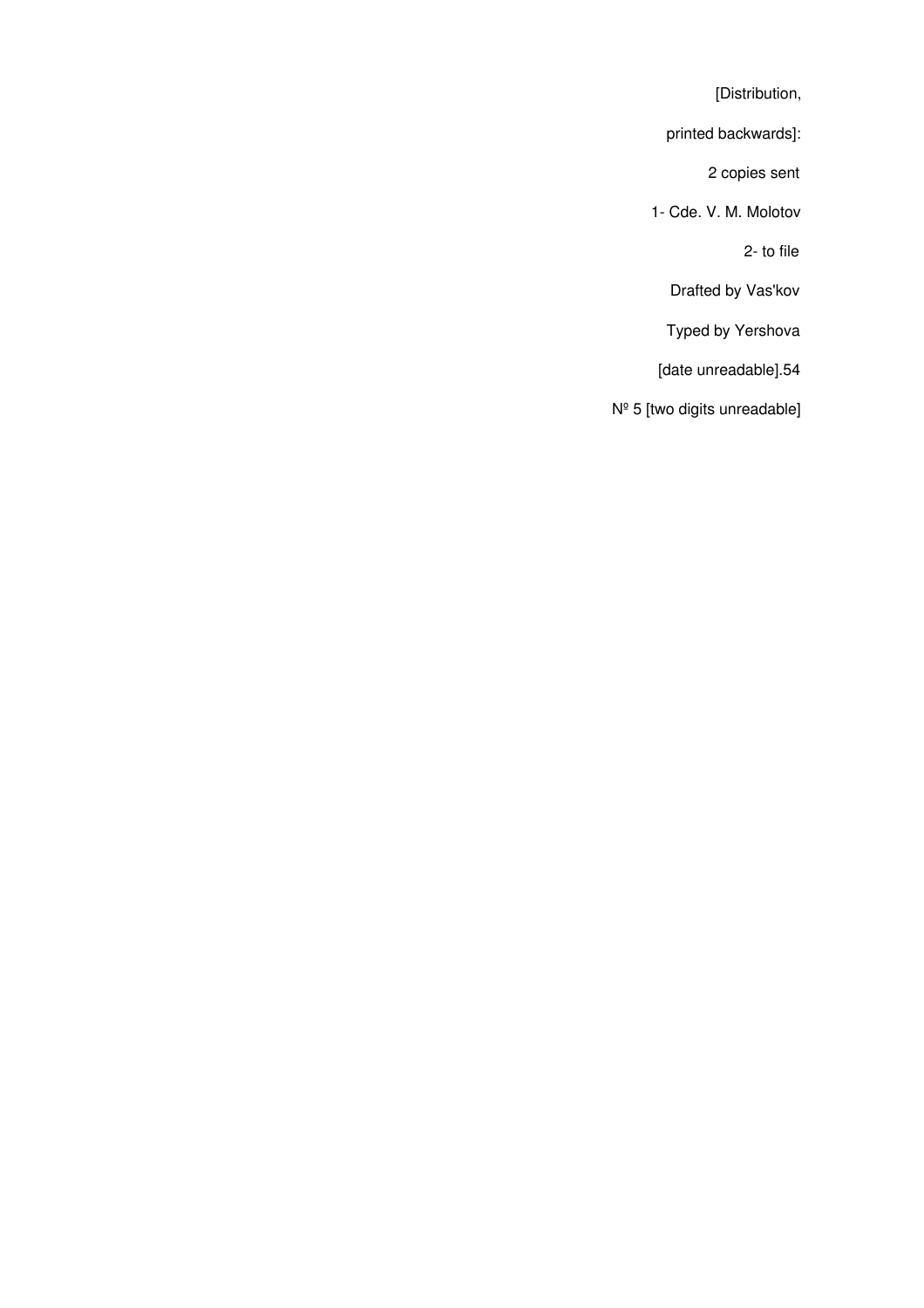[Distribution,

printed backwards]:

2 copies sent

1- Cde. V. M. Molotov

2- to file

Drafted by Vas'kov

Typed by Yershova

[date unreadable].54

№ 5 [two digits unreadable]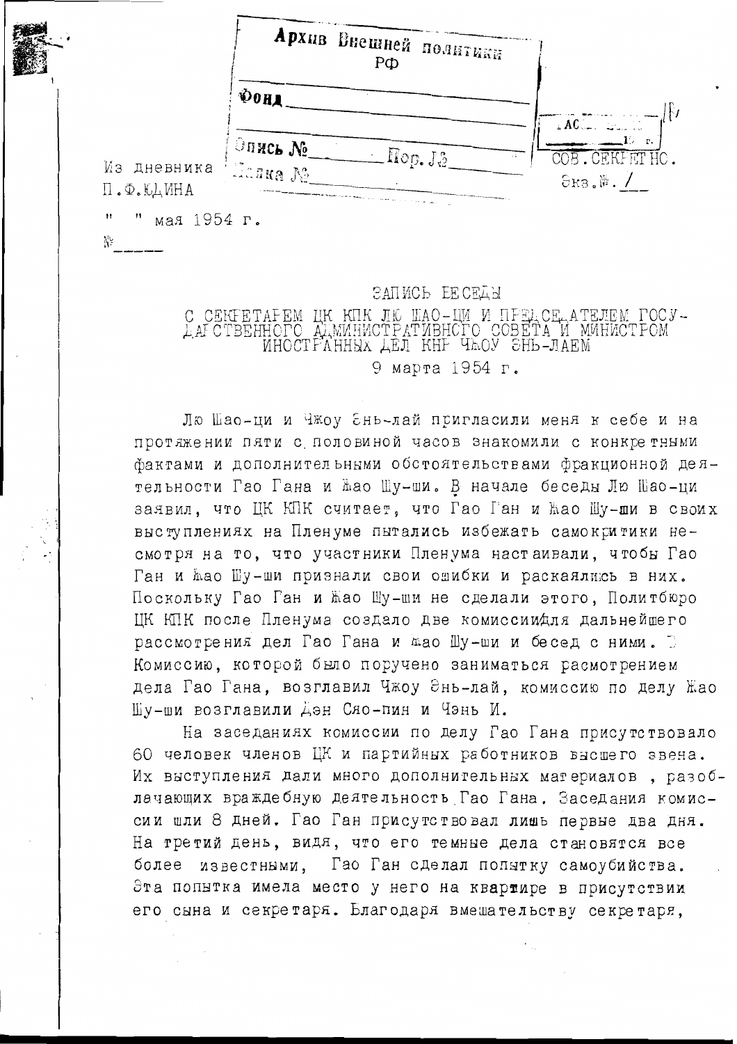Архив Внешней политики РФ

Фонд ______

Опись № ______ Пор. № ______

Папка № ______

СОВ. СЕКРЕТНО.

Экз. № 1

Из дневника
П.Ф.ЮДИНА

" " мая 1954 г.

№ ______

ЗАПИСЬ БЕСЕДЫ
С СЕКРЕТАРЕМ ЦК КПК ЛЮ ШАО-ЦИ И ПРЕДСЕДАТЕЛЕМ ГОСУДАРСТВЕННОГО АДМИНИСТРАТИВНОГО СОВЕТА И МИНИСТРОМ ИНОСТРАННЫХ ДЕЛ КНР ЧЖОУ ЭНЬ-ЛАЕМ
9 марта 1954 г.

Лю Шао-ци и Чжоу Энь-лай пригласили меня к себе и на протяжении пяти с половиной часов знакомили с конкретными фактами и дополнительными обстоятельствами фракционной деятельности Гао Гана и Жао Шу-ши. В начале беседы Лю Шао-ци заявил, что ЦК КПК считает, что Гао Ган и Жао Шу-ши в своих выступлениях на Пленуме пытались избежать самокритики несмотря на то, что участники Пленума настаивали, чтобы Гао Ган и Жао Шу-ши признали свои ошибки и раскаялись в них. Поскольку Гао Ган и Жао Шу-ши не сделали этого, Политбюро ЦК КПК после Пленума создало две комиссии для дальнейшего рассмотрения дел Гао Гана и Жао Шу-ши и бесед с ними. Комиссию, которой было поручено заниматься расмотрением дела Гао Гана, возглавил Чжоу Энь-лай, комиссию по делу Жао Шу-ши возглавили Дэн Сяо-пин и Чэнь И.

На заседаниях комиссии по делу Гао Гана присутствовало 60 человек членов ЦК и партийных работников высшего звена. Их выступления дали много дополнительных материалов , разоблачающих враждебную деятельность Гао Гана. Заседания комиссии шли 8 дней. Гао Ган присутствовал лишь первые два дня. На третий день, видя, что его темные дела становятся все более известными, Гао Ган сделал попытку самоубийства. Эта попытка имела место у него на квартире в присутствии его сына и секретаря. Благодаря вмешательству секретаря,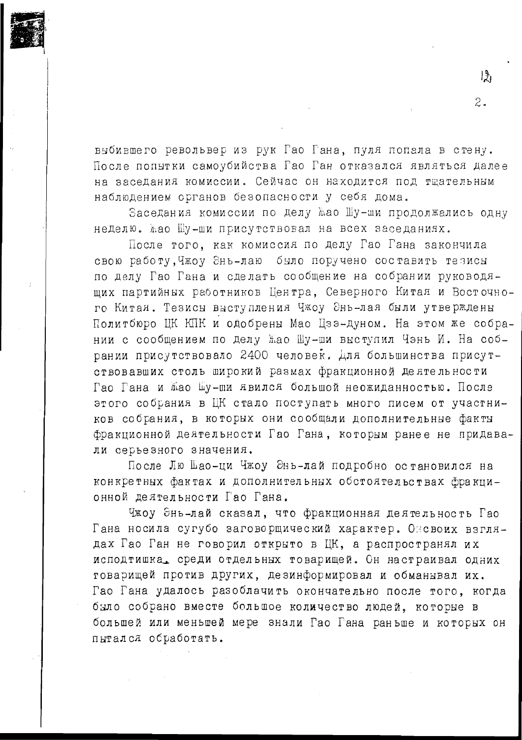выбившего револьвер из рук Гао Гана, пуля попала в стену. После попытки самоубийства Гао Ган отказался являться далее на заседания комиссии. Сейчас он находится под тщательным наблюдением органов безопасности у себя дома.

Заседания комиссии по делу Жао Шу-ши продолжались одну неделю. Жао Шу-ши присутствовал на всех заседаниях.

После того, как комиссия по делу Гао Гана закончила свою работу, Чжоу Энь-лаю было поручено составить тезисы по делу Гао Гана и сделать сообщение на собрании руководящих партийных работников Центра, Северного Китая и Восточного Китая. Тезисы выступления Чжоу Энь-лая были утверждены Политбюро ЦК КПК и одобрены Мао Цзэ-дуном. На этом же собрании с сообщением по делу Жао Шу-ши выступил Чэнь И. На собрании присутствовало 2400 человек. Для большинства присутствовавших столь широкий размах фракционной деятельности Гао Гана и Жао Шу-ши явился большой неожиданностью. После этого собрания в ЦК стало поступать много писем от участников собрания, в которых они сообщали дополнительные факты фракционной деятельности Гао Гана, которым ранее не придавали серьезного значения.

После Лю Шао-ци Чжоу Энь-лай подробно остановился на конкретных фактах и дополнительных обстоятельствах фракционной деятельности Гао Гана.

Чжоу Энь-лай сказал, что фракционная деятельность Гао Гана носила сугубо заговорщический характер. О своих взглядах Гао Ган не говорил открыто в ЦК, а распространял их исподтишка среди отдельных товарищей. Он настраивал одних товарищей против других, дезинформировал и обманывал их. Гао Гана удалось разоблачить окончательно после того, когда было собрано вместе большое количество людей, которые в большей или меньшей мере знали Гао Гана раньше и которых он пытался обработать.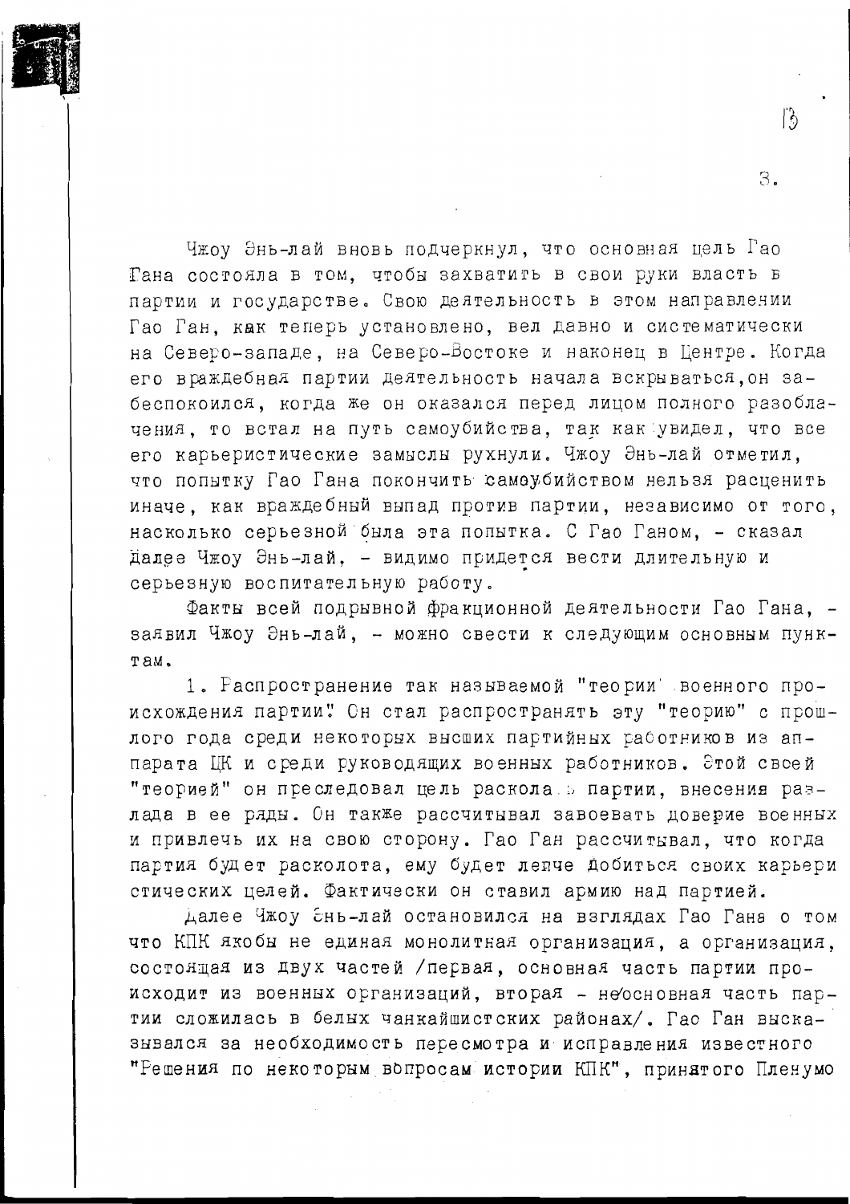Чжоу Энь-лай вновь подчеркнул, что основная цель Гао Гана состояла в том, чтобы захватить в свои руки власть в партии и государстве. Свою деятельность в этом направлении Гао Ган, как теперь установлено, вел давно и систематически на Северо-западе, на Северо-Востоке и наконец в Центре. Когда его враждебная партии деятельность начала вскрываться, он забеспокоился, когда же он оказался перед лицом полного разоблачения, то встал на путь самоубийства, так как увидел, что все его карьеристические замыслы рухнули. Чжоу Энь-лай отметил, что попытку Гао Гана покончить самоубийством нельзя расценить иначе, как враждебный выпад против партии, независимо от того, насколько серьезной была эта попытка. С Гао Ганом, - сказал далее Чжоу Энь-лай, - видимо придется вести длительную и серьезную воспитательную работу.

Факты всей подрывной фракционной деятельности Гао Гана, - заявил Чжоу Энь-лай, - можно свести к следующим основным пунктам.

1. Распространение так называемой "теории военного происхождения партии". Он стал распространять эту "теорию" с прошлого года среди некоторых высших партийных работников из аппарата ЦК и среди руководящих военных работников. Этой своей "теорией" он преследовал цель раскола в партии, внесения разлада в ее ряды. Он также рассчитывал завоевать доверие военных и привлечь их на свою сторону. Гао Ган рассчитывал, что когда партия будет расколота, ему будет легче добиться своих карьеристических целей. Фактически он ставил армию над партией.

Далее Чжоу Энь-лай остановился на взглядах Гао Гана о том что КПК якобы не единая монолитная организация, а организация, состоящая из двух частей /первая, основная часть партии происходит из военных организаций, вторая - неосновная часть партии сложилась в белых чанкайшистских районах/. Гао Ган высказывался за необходимость пересмотра и исправления известного "Решения по некоторым вопросам истории КПК", принятого Пленумо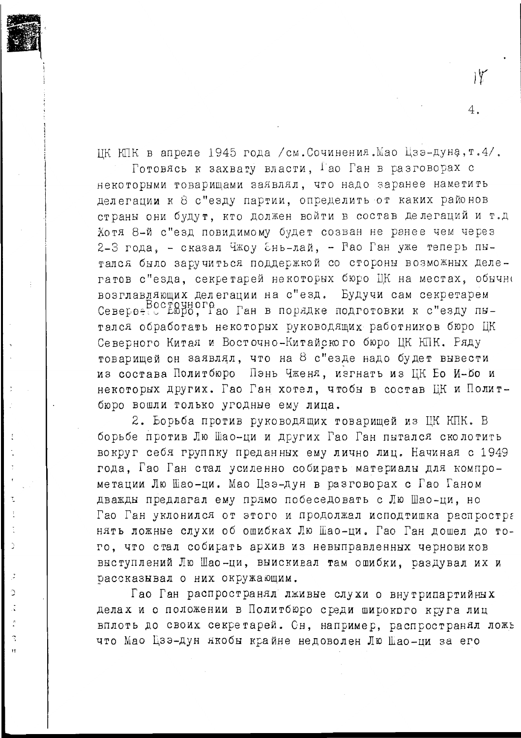ЦК КПК в апреле 1945 года /см.Сочинения.Мао Цзэ-дуна,т.4/.

Готовясь к захвату власти, Гао Ган в разговорах с некоторыми товарищами заявлял, что надо заранее наметить делегации к 8 с"езду партии, определить от каких районов страны они будут, кто должен войти в состав делегаций и т.д. Хотя 8-й с"езд повидимому будет созван не ранее чем через 2-3 года, - сказал Чжоу Энь-лай, - Гао Ган уже теперь пытался было заручиться поддержкой со стороны возможных делегатов с"езда, секретарей некоторых бюро ЦК на местах, обычно возглавляющих делегации на с"езд. Будучи сам секретарем Северо-Восточного Бюро, Гао Ган в порядке подготовки к с"езду пытался обработать некоторых руководящих работников бюро ЦК Северного Китая и Восточно-Китайского бюро ЦК КПК. Ряду товарищей он заявлял, что на 8 с"езде надо будет вывести из состава Политбюро Пэнь Чженя, изгнать из ЦК Бо И-бо и некоторых других. Гао Ган хотел, чтобы в состав ЦК и Политбюро вошли только угодные ему лица.

2. Борьба против руководящих товарищей из ЦК КПК. В борьбе против Лю Шао-ци и других Гао Ган пытался сколотить вокруг себя группку преданных ему лично лиц. Начиная с 1949 года, Гао Ган стал усиленно собирать материалы для компрометации Лю Шао-ци. Мао Цзэ-дун в разговорах с Гао Ганом дважды предлагал ему прямо побеседовать с Лю Шао-ци, но Гао Ган уклонился от этого и продолжал исподтишка распространять ложные слухи об ошибках Лю Шао-ци. Гао Ган дошел до того, что стал собирать архив из невыправленных черновиков выступлений Лю Шао-ци, выискивал там ошибки, раздувал их и рассказывал о них окружающим.

Гао Ган распространял лживые слухи о внутрипартийных делах и о положении в Политбюро среди широкого круга лиц вплоть до своих секретарей. Он, например, распространял ложь что Мао Цзэ-дун якобы крайне недоволен Лю Шао-ци за его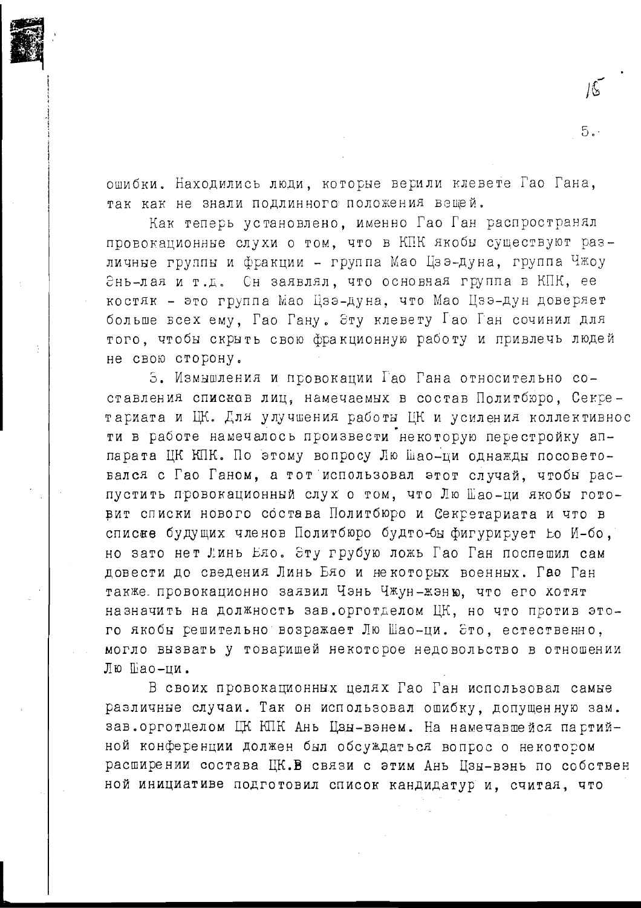ошибки. Находились люди, которые верили клевете Гао Гана, так как не знали подлинного положения вещей.

Как теперь установлено, именно Гао Ган распространял провокационные слухи о том, что в КПК якобы существуют различные группы и фракции - группа Мао Цзэ-дуна, группа Чжоу Энь-лая и т.д. Он заявлял, что основная группа в КПК, ее костяк - это группа Мао Цзэ-дуна, что Мао Цзэ-дун доверяет больше всех ему, Гао Гану. Эту клевету Гао Ган сочинил для того, чтобы скрыть свою фракционную работу и привлечь людей не свою сторону.

3. Измышления и провокации Гао Гана относительно составления списков лиц, намечаемых в состав Политбюро, Секретариата и ЦК. Для улучшения работы ЦК и усиления коллективности в работе намечалось произвести некоторую перестройку аппарата ЦК КПК. По этому вопросу Лю Шао-ци однажды посоветовался с Гао Ганом, а тот использовал этот случай, чтобы распустить провокационный слух о том, что Лю Шао-ци якобы готовит списки нового состава Политбюро и Секретариата и что в списке будущих членов Политбюро будто-бы фигурирует Бо И-бо, но зато нет Линь Бяо. Эту грубую ложь Гао Ган поспешил сам довести до сведения Линь Бяо и некоторых военных. Гао Ган также провокационно заявил Чэнь Чжун-жэню, что его хотят назначить на должность зав.орготделом ЦК, но что против этого якобы решительно возражает Лю Шао-ци. Это, естественно, могло вызвать у товарищей некоторое недовольство в отношении Лю Шао-ци.

В своих провокационных целях Гао Ган использовал самые различные случаи. Так он использовал ошибку, допущенную зам. зав.орготделом ЦК КПК Ань Цзы-вэнем. На намечавшейся партийной конференции должен был обсуждаться вопрос о некотором расширении состава ЦК. В связи с этим Ань Цзы-вэнь по собственной инициативе подготовил список кандидатур и, считая, что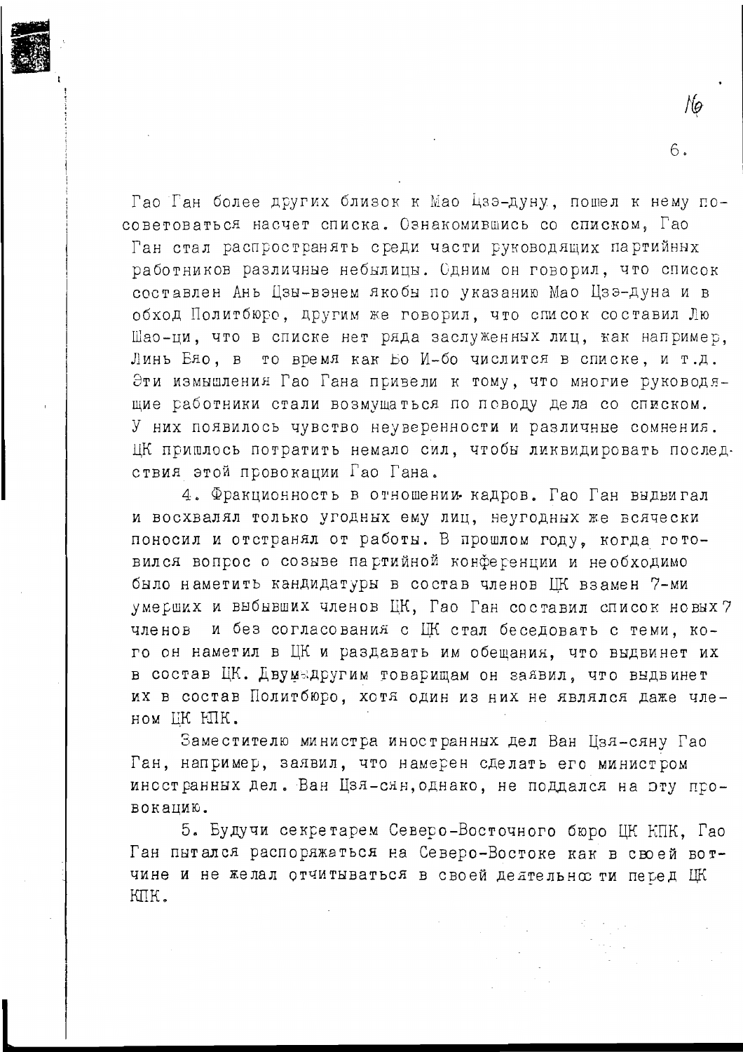Гао Ган более других близок к Мао Цзэ-дуну, пошел к нему посоветоваться насчет списка. Ознакомившись со списком, Гао Ган стал распространять среди части руководящих партийных работников различные небылицы. Одним он говорил, что список составлен Ань Цзы-вэнем якобы по указанию Мао Цзэ-дуна и в обход Политбюро, другим же говорил, что список составил Лю Шао-ци, что в списке нет ряда заслуженных лиц, как например, Линь Бяо, в то время как Бо И-бо числится в списке, и т.д. Эти измышления Гао Гана привели к тому, что многие руководящие работники стали возмущаться по поводу дела со списком. У них появилось чувство неуверенности и различные сомнения. ЦК пришлось потратить немало сил, чтобы ликвидировать последствия этой провокации Гао Гана.

4. Фракционность в отношении кадров. Гао Ган выдвигал и восхвалял только угодных ему лиц, неугодных же всячески поносил и отстранял от работы. В прошлом году, когда готовился вопрос о созыве партийной конференции и необходимо было наметить кандидатуры в состав членов ЦК взамен 7-ми умерших и выбывших членов ЦК, Гао Ган составил список новых 7 членов и без согласования с ЦК стал беседовать с теми, кого он наметил в ЦК и раздавать им обещания, что выдвинет их в состав ЦК. Двум другим товарищам он заявил, что выдвинет их в состав Политбюро, хотя один из них не являлся даже членом ЦК КПК.

Заместителю министра иностранных дел Ван Цзя-сяну Гао Ган, например, заявил, что намерен сделать его министром иностранных дел. Ван Цзя-сян, однако, не поддался на эту провокацию.

5. Будучи секретарем Северо-Восточного бюро ЦК КПК, Гао Ган пытался распоряжаться на Северо-Востоке как в своей вотчине и не желал отчитываться в своей деятельности перед ЦК КПК.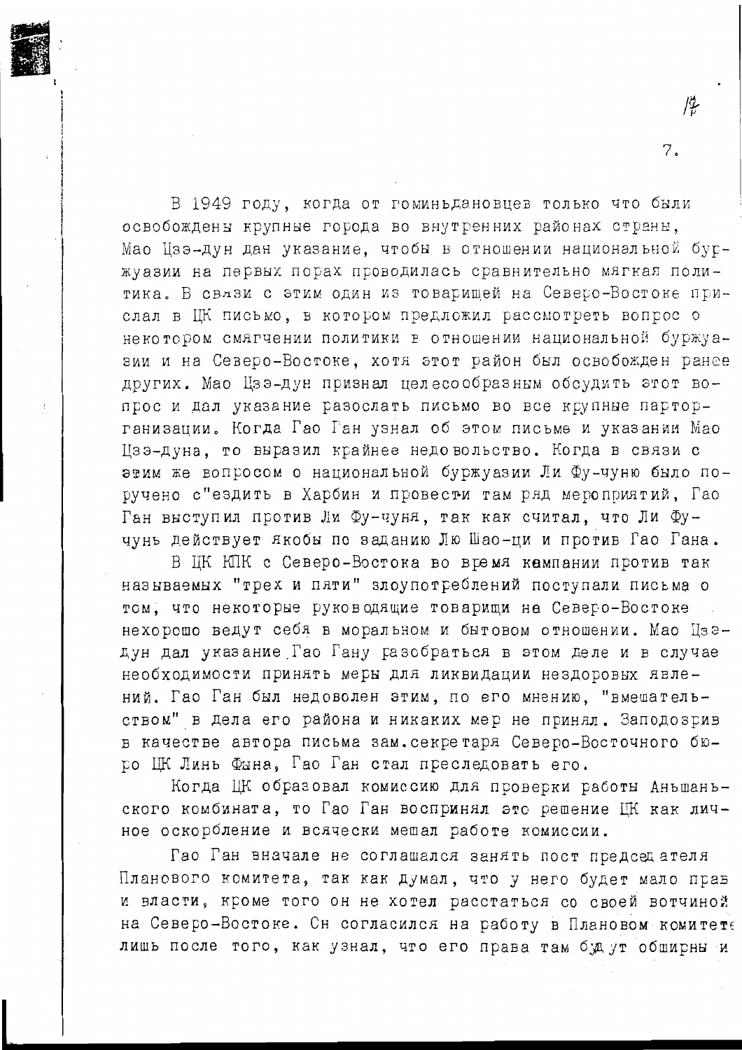В 1949 году, когда от гоминьдановцев только что были освобождены крупные города во внутренних районах страны, Мао Цзэ-дун дал указание, чтобы в отношении национальной буржуазии на первых порах проводилась сравнительно мягкая политика. В связи с этим один из товарищей на Северо-Востоке прислал в ЦК письмо, в котором предложил рассмотреть вопрос о некотором смягчении политики в отношении национальной буржуазии и на Северо-Востоке, хотя этот район был освобожден ранее других. Мао Цзэ-дун признал целесообразным обсудить этот вопрос и дал указание разослать письмо во все крупные парторганизации. Когда Гао Ган узнал об этом письме и указании Мао Цзэ-дуна, то выразил крайнее недовольство. Когда в связи с этим же вопросом о национальной буржуазии Ли Фу-чуню было поручено с"ездить в Харбин и провести там ряд мероприятий, Гао Ган выступил против Ли Фу-чуня, так как считал, что Ли Фу-чунь действует якобы по заданию Лю Шао-ци и против Гао Гана.

В ЦК КПК с Северо-Востока во время кампании против так называемых "трех и пяти" злоупотреблений поступали письма о том, что некоторые руководящие товарищи на Северо-Востоке нехорошо ведут себя в моральном и бытовом отношении. Мао Цзэ-дун дал указание Гао Гану разобраться в этом деле и в случае необходимости принять меры для ликвидации нездоровых явлений. Гао Ган был недоволен этим, по его мнению, "вмешательством" в дела его района и никаких мер не принял. Заподозрив в качестве автора письма зам.секретаря Северо-Восточного бюро ЦК Линь Фына, Гао Ган стал преследовать его.

Когда ЦК образовал комиссию для проверки работы Аньшаньского комбината, то Гао Ган воспринял это решение ЦК как личное оскорбление и всячески мешал работе комиссии.

Гао Ган вначале не соглашался занять пост председателя Планового комитета, так как думал, что у него будет мало прав и власти, кроме того он не хотел расстаться со своей вотчиной на Северо-Востоке. Он согласился на работу в Плановом комитете лишь после того, как узнал, что его права там будут обширны и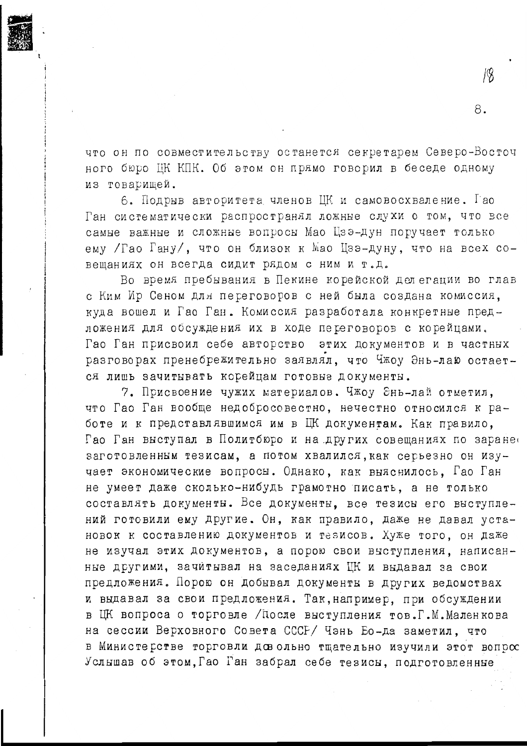что он по совместительству останется секретарем Северо-Восточного бюро ЦК КПК. Об этом он прямо говорил в беседе одному из товарищей.

6. Подрыв авторитета членов ЦК и самовосхваление. Гао Ган систематически распространял ложные слухи о том, что все самые важные и сложные вопросы Мао Цзэ-дун поручает только ему /Гао Гану/, что он близок к Мао Цзэ-дуну, что на всех совещаниях он всегда сидит рядом с ним и т.д.

Во время пребывания в Пекине корейской делегации во глав с Ким Ир Сеном для переговоров с ней была создана комиссия, куда вошел и Гао Ган. Комиссия разработала конкретные предложения для обсуждения их в ходе переговоров с корейцами. Гао Ган присвоил себе авторство этих документов и в частных разговорах пренебрежительно заявлял, что Чжоу Энь-лаю остается лишь зачитывать корейцам готовые документы.

7. Присвоение чужих материалов. Чжоу Энь-лай отметил, что Гао Ган вообще недобросовестно, нечестно относился к работе и к представлявшимся им в ЦК документам. Как правило, Гао Ган выступал в Политбюро и на других совещаниях по заранее заготовленным тезисам, а потом хвалился, как серьезно он изучает экономические вопросы. Однако, как выяснилось, Гао Ган не умеет даже сколько-нибудь грамотно писать, а не только составлять документы. Все документы, все тезисы его выступлений готовили ему другие. Он, как правило, даже не давал установок к составлению документов и тезисов. Хуже того, он даже не изучал этих документов, а порою свои выступления, написанные другими, зачитывал на заседаниях ЦК и выдавал за свои предложения. Порою он добывал документы в других ведомствах и выдавал за свои предложения. Так, например, при обсуждении в ЦК вопроса о торговле /После выступления тов.Г.М.Маленкова на сессии Верховного Совета СССР/ Чэнь Бо-да заметил, что в Министерстве торговли довольно тщательно изучили этот вопрос. Услышав об этом, Гао Ган забрал себе тезисы, подготовленные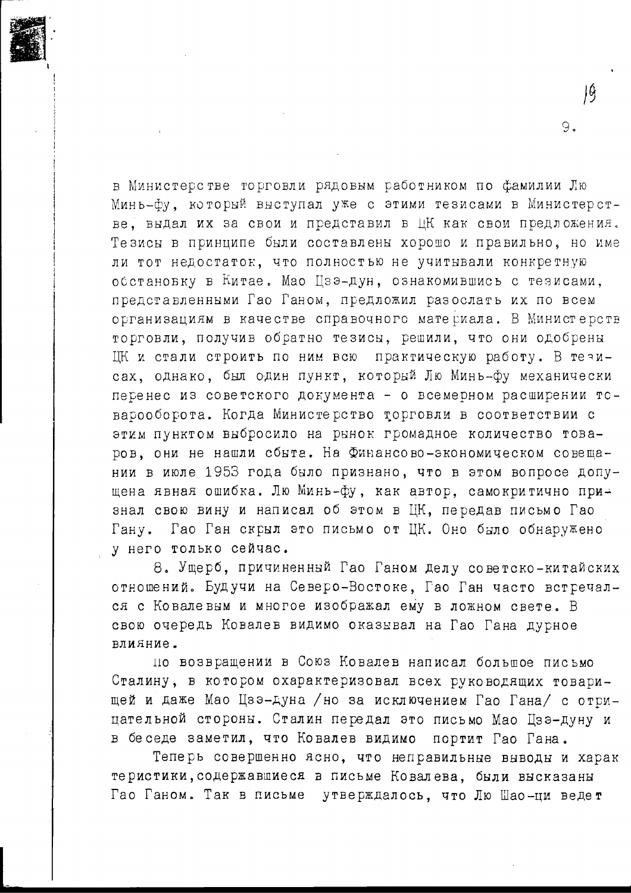в Министерстве торговли рядовым работником по фамилии Лю Минь-фу, который выступал уже с этими тезисами в Министерстве, выдал их за свои и представил в ЦК как свои предложения. Тезисы в принципе были составлены хорошо и правильно, но имели тот недостаток, что полностью не учитывали конкретную обстановку в Китае. Мао Цзэ-дун, ознакомившись с тезисами, представленными Гао Ганом, предложил разослать их по всем организациям в качестве справочного материала. В Министерстве торговли, получив обратно тезисы, решили, что они одобрены ЦК и стали строить по ним всю практическую работу. В тезисах, однако, был один пункт, который Лю Минь-фу механически перенес из советского документа - о всемерном расширении товарооборота. Когда Министерство торговли в соответствии с этим пунктом выбросило на рынок громадное количество товаров, они не нашли сбыта. На Финансово-экономическом совещании в июле 1953 года было признано, что в этом вопросе допущена явная ошибка. Лю Минь-фу, как автор, самокритично признал свою вину и написал об этом в ЦК, передав письмо Гао Гану. Гао Ган скрыл это письмо от ЦК. Оно было обнаружено у него только сейчас.

8. Ущерб, причиненный Гао Ганом делу советско-китайских отношений. Будучи на Северо-Востоке, Гао Ган часто встречался с Ковалевым и многое изображал ему в ложном свете. В свою очередь Ковалев видимо оказывал на Гао Гана дурное влияние.

По возвращении в Союз Ковалев написал большое письмо Сталину, в котором охарактеризовал всех руководящих товарищей и даже Мао Цзэ-дуна /но за исключением Гао Гана/ с отрицательной стороны. Сталин передал это письмо Мао Цзэ-дуну и в беседе заметил, что Ковалев видимо портит Гао Гана.

Теперь совершенно ясно, что неправильные выводы и характеристики, содержавшиеся в письме Ковалева, были высказаны Гао Ганом. Так в письме утверждалось, что Лю Шао-ци ведет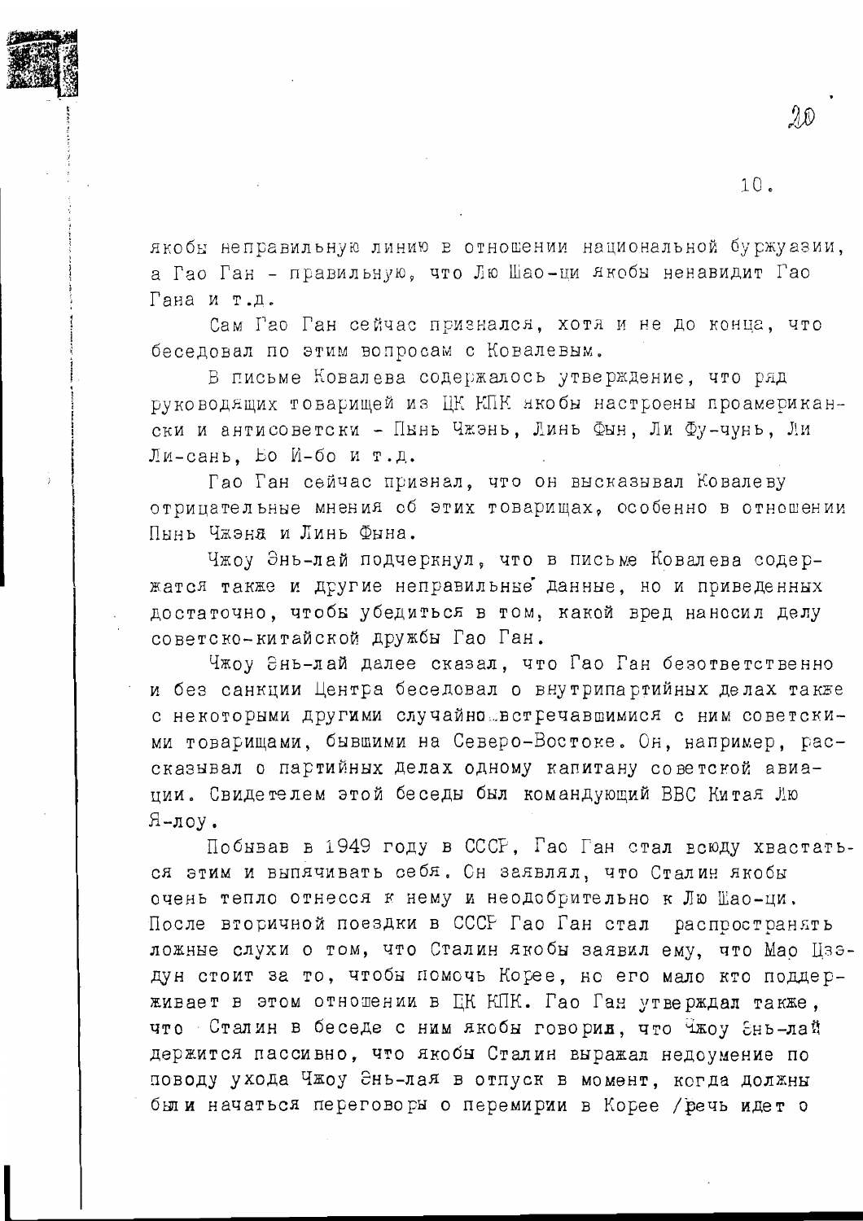якобы неправильную линию в отношении национальной буржуазии, а Гао Ган - правильную, что Лю Шао-ци якобы ненавидит Гао Гана и т.д.

Сам Гао Ган сейчас признался, хотя и не до конца, что беседовал по этим вопросам с Ковалевым.

В письме Ковалева содержалось утверждение, что ряд руководящих товарищей из ЦК КПК якобы настроены проамерикански и антисоветски - Пынь Чжэнь, Линь Фын, Ли Фу-чунь, Ли Ли-сань, Бо И-бо и т.д.

Гао Ган сейчас признал, что он высказывал Ковалеву отрицательные мнения об этих товарищах, особенно в отношении Пынь Чжэня и Линь Фына.

Чжоу Энь-лай подчеркнул, что в письме Ковалева содержатся также и другие неправильные данные, но и приведенных достаточно, чтобы убедиться в том, какой вред наносил делу советско-китайской дружбы Гао Ган.

Чжоу Энь-лай далее сказал, что Гао Ган безответственно и без санкции Центра беседовал о внутрипартийных делах также с некоторыми другими случайно встречавшимися с ним советскими товарищами, бывшими на Северо-Востоке. Он, например, рассказывал о партийных делах одному капитану советской авиации. Свидетелем этой беседы был командующий ВВС Китая Лю Я-лоу.

Побывав в 1949 году в СССР, Гао Ган стал всюду хвастаться этим и выпячивать себя. Он заявлял, что Сталин якобы очень тепло отнесся к нему и неодобрительно к Лю Шао-ци. После вторичной поездки в СССР Гао Ган стал распространять ложные слухи о том, что Сталин якобы заявил ему, что Мао Цзэдун стоит за то, чтобы помочь Корее, но его мало кто поддерживает в этом отношении в ЦК КПК. Гао Ган утверждал также, что Сталин в беседе с ним якобы говорил, что Чжоу Энь-лай держится пассивно, что якобы Сталин выражал недоумение по поводу ухода Чжоу Энь-лая в отпуск в момент, когда должны были начаться переговоры о перемирии в Корее /речь идет о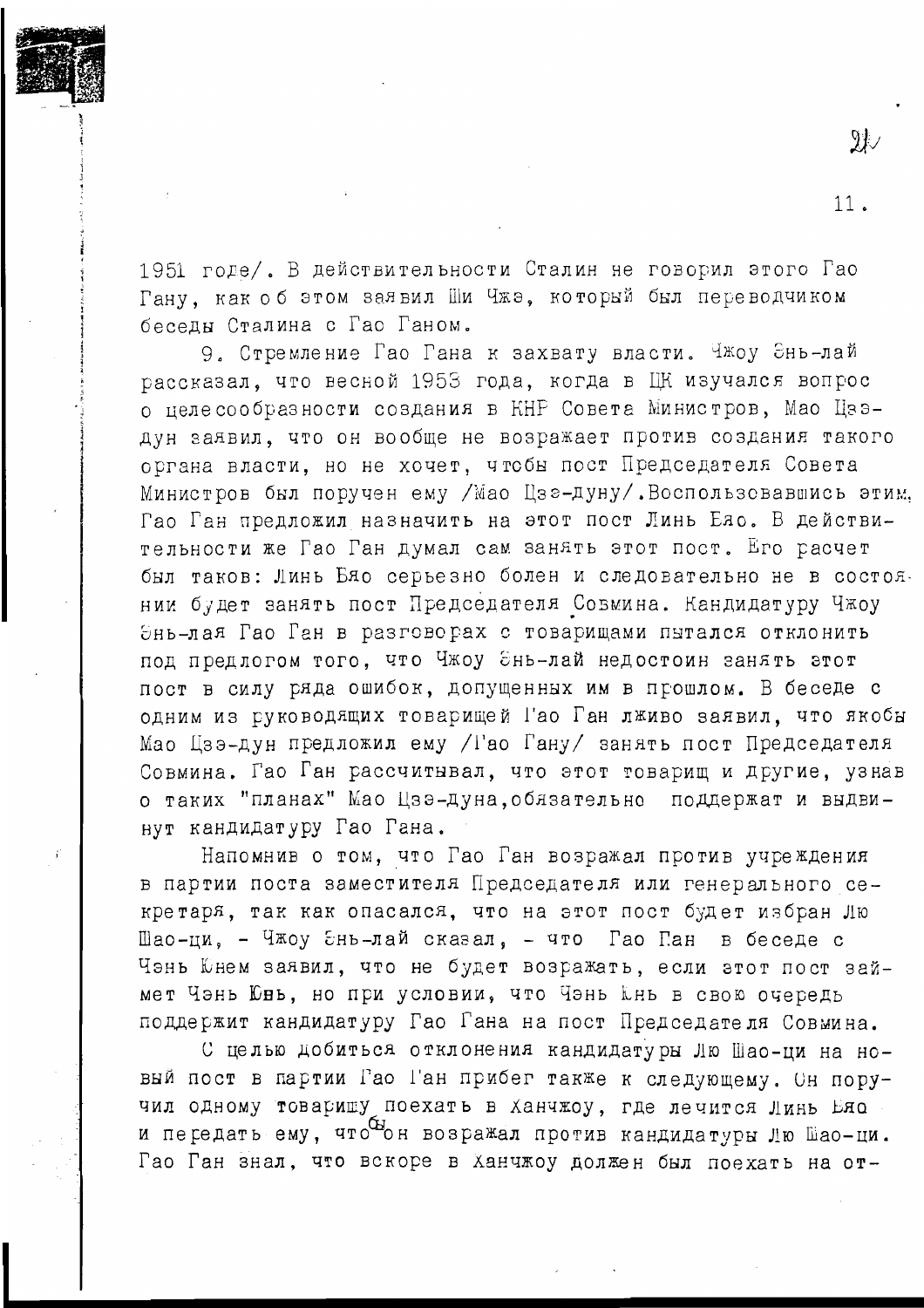1951 годе/. В действительности Сталин не говорил этого Гао Гану, как об этом заявил Ши Чжэ, который был переводчиком беседы Сталина с Гао Ганом.

9. Стремление Гао Гана к захвату власти. Чжоу Энь-лай рассказал, что весной 1953 года, когда в ЦК изучался вопрос о целесообразности создания в КНР Совета Министров, Мао Цзэ-дун заявил, что он вообще не возражает против создания такого органа власти, но не хочет, чтобы пост Председателя Совета Министров был поручен ему /Мао Цзэ-дуну/. Воспользовавшись этим, Гао Ган предложил назначить на этот пост Линь Бяо. В действительности же Гао Ган думал сам занять этот пост. Его расчет был таков: Линь Бяо серьезно болен и следовательно не в состоянии будет занять пост Председателя Совмина. Кандидатуру Чжоу Энь-лая Гао Ган в разговорах с товарищами пытался отклонить под предлогом того, что Чжоу Энь-лай недостоин занять этот пост в силу ряда ошибок, допущенных им в прошлом. В беседе с одним из руководящих товарищей Гао Ган лживо заявил, что якобы Мао Цзэ-дун предложил ему /Гао Гану/ занять пост Председателя Совмина. Гао Ган рассчитывал, что этот товарищ и другие, узнав о таких "планах" Мао Цзэ-дуна, обязательно поддержат и выдвинут кандидатуру Гао Гана.

Напомнив о том, что Гао Ган возражал против учреждения в партии поста заместителя Председателя или генерального секретаря, так как опасался, что на этот пост будет избран Лю Шао-ци, - Чжоу Энь-лай сказал, - что Гао Ган в беседе с Чэнь Юнем заявил, что не будет возражать, если этот пост займет Чэнь Юнь, но при условии, что Чэнь Юнь в свою очередь поддержит кандидатуру Гао Гана на пост Председателя Совмина.

С целью добиться отклонения кандидатуры Лю Шао-ци на новый пост в партии Гао Ган прибег также к следующему. Он поручил одному товарищу поехать в Ханчжоу, где лечится Линь Бяо и передать ему, чтобы он возражал против кандидатуры Лю Шао-ци. Гао Ган знал, что вскоре в Ханчжоу должен был поехать на от-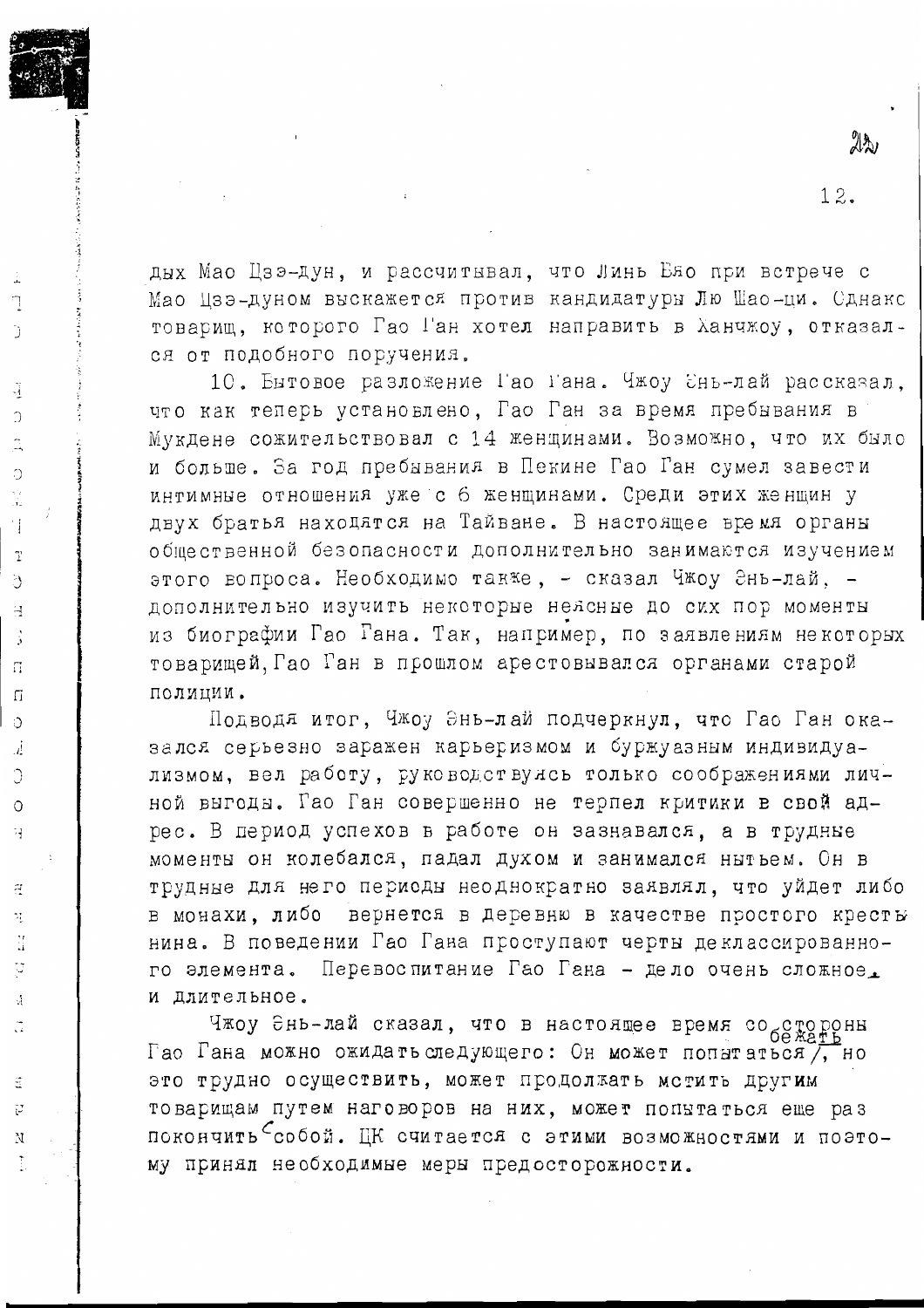дых Мао Цзэ-дун, и рассчитывал, что Линь Бяо при встрече с Мао Цзэ-дуном выскажется против кандидатуры Лю Шао-ци. Однако товарищ, которого Гао Ган хотел направить в Ханчжоу, отказался от подобного поручения.

10. Бытовое разложение Гао Гана. Чжоу Энь-лай рассказал, что как теперь установлено, Гао Ган за время пребывания в Мукдене сожительствовал с 14 женщинами. Возможно, что их было и больше. За год пребывания в Пекине Гао Ган сумел завести интимные отношения уже с 6 женщинами. Среди этих женщин у двух братья находятся на Тайване. В настоящее время органы общественной безопасности дополнительно занимаются изучением этого вопроса. Необходимо также, - сказал Чжоу Энь-лай, - дополнительно изучить некоторые неясные до сих пор моменты из биографии Гао Гана. Так, например, по заявлениям некоторых товарищей, Гао Ган в прошлом арестовывался органами старой полиции.

Подводя итог, Чжоу Энь-лай подчеркнул, что Гао Ган оказался серьезно заражен карьеризмом и буржуазным индивидуализмом, вел работу, руководствуясь только соображениями личной выгоды. Гао Ган совершенно не терпел критики в свой адрес. В период успехов в работе он зазнавался, а в трудные моменты он колебался, падал духом и занимался нытьем. Он в трудные для него периоды неоднократно заявлял, что уйдет либо в монахи, либо вернется в деревню в качестве простого крестьянина. В поведении Гао Гана проступают черты деклассированного элемента. Перевоспитание Гао Гана - дело очень сложное и длительное.

Чжоу Энь-лай сказал, что в настоящее время со стороны Гао Гана можно ожидать следующего: Он может попытаться бежать, но это трудно осуществить, может продолжать мстить другим товарищам путем наговоров на них, может попытаться еще раз покончить с собой. ЦК считается с этими возможностями и поэтому принял необходимые меры предосторожности.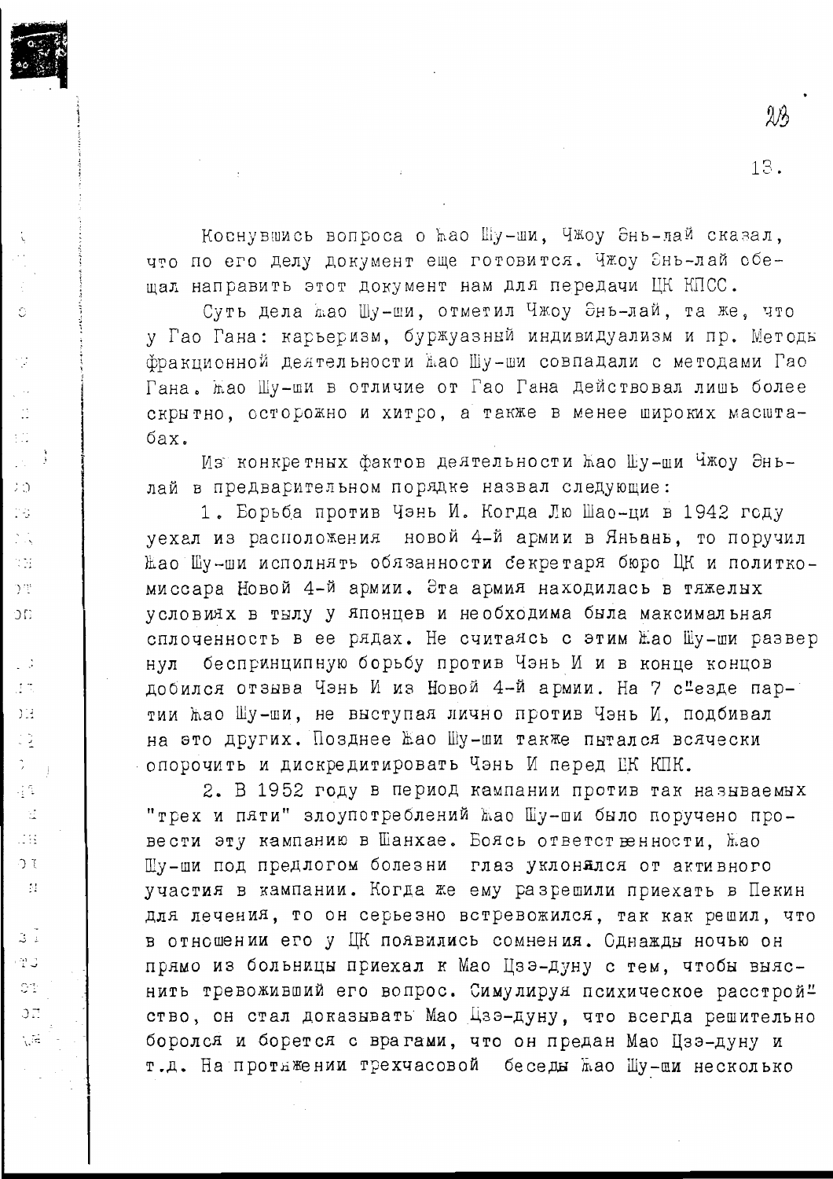Коснувшись вопроса о Жао Шу-ши, Чжоу Энь-лай сказал, что по его делу документ еще готовится. Чжоу Энь-лай обещал направить этот документ нам для передачи ЦК КПСС.

Суть дела Жао Шу-ши, отметил Чжоу Энь-лай, та же, что у Гао Гана: карьеризм, буржуазный индивидуализм и пр. Методы фракционной деятельности Жао Шу-ши совпадали с методами Гао Гана. Жао Шу-ши в отличие от Гао Гана действовал лишь более скрытно, осторожно и хитро, а также в менее широких масштабах.

Из конкретных фактов деятельности Жао Шу-ши Чжоу Энь-лай в предварительном порядке назвал следующие:

1. Борьба против Чэнь И. Когда Лю Шао-ци в 1942 году уехал из расположения новой 4-й армии в Яньань, то поручил Жао Шу-ши исполнять обязанности секретаря бюро ЦК и политкомиссара Новой 4-й армии. Эта армия находилась в тяжелых условиях в тылу у японцев и необходима была максимальная сплоченность в ее рядах. Не считаясь с этим Жао Шу-ши развернул беспринципную борьбу против Чэнь И и в конце концов добился отзыва Чэнь И из Новой 4-й армии. На 7 съезде партии Жао Шу-ши, не выступая лично против Чэнь И, подбивал на это других. Позднее Жао Шу-ши также пытался всячески опорочить и дискредитировать Чэнь И перед ЦК КПК.

2. В 1952 году в период кампании против так называемых "трех и пяти" злоупотреблений Жао Шу-ши было поручено провести эту кампанию в Шанхае. Боясь ответственности, Жао Шу-ши под предлогом болезни глаз уклонялся от активного участия в кампании. Когда же ему разрешили приехать в Пекин для лечения, то он серьезно встревожился, так как решил, что в отношении его у ЦК появились сомнения. Однажды ночью он прямо из больницы приехал к Мао Цзэ-дуну с тем, чтобы выяснить тревоживший его вопрос. Симулируя психическое расстройство, он стал доказывать Мао Цзэ-дуну, что всегда решительно боролся и борется с врагами, что он предан Мао Цзэ-дуну и т.д. На протяжении трехчасовой беседы Жао Шу-ши несколько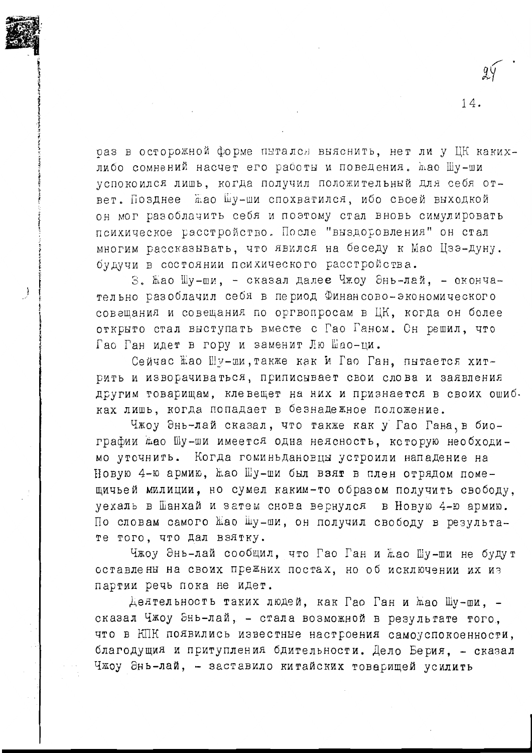раз в осторожной форме пытался выяснить, нет ли у ЦК каких-либо сомнений насчет его работы и поведения. Жао Шу-ши успокоился лишь, когда получил положительный для себя ответ. Позднее Жао Шу-ши спохватился, ибо своей выходкой он мог разоблачить себя и поэтому стал вновь симулировать психическое расстройство. После "выздоровления" он стал многим рассказывать, что явился на беседу к Мао Цзэ-дуну. будучи в состоянии психического расстройства.

3. Жао Шу-ши, - сказал далее Чжоу Энь-лай, - окончательно разоблачил себя в период Финансово-экономического совещания и совещания по оргвопросам в ЦК, когда он более открыто стал выступать вместе с Гао Ганом. Он решил, что Гао Ган идет в гору и заменит Лю Шао-ци.

Сейчас Жао Шу-ши, также как и Гао Ган, пытается хитрить и изворачиваться, приписывает свои слова и заявления другим товарищам, клевещет на них и признается в своих ошибках лишь, когда попадает в безнадежное положение.

Чжоу Энь-лай сказал, что также как у Гао Гана, в биографии Жао Шу-ши имеется одна неясность, которую необходимо уточнить. Когда гоминьдановцы устроили нападение на Новую 4-ю армию, Жао Шу-ши был взят в плен отрядом помещичьей милиции, но сумел каким-то образом получить свободу, уехаль в Шанхай и затем снова вернулся в Новую 4-ю армию. По словам самого Жао Шу-ши, он получил свободу в результате того, что дал взятку.

Чжоу Энь-лай сообщил, что Гао Ган и Жао Шу-ши не будут оставлены на своих прежних постах, но об исключении их из партии речь пока не идет.

Деятельность таких людей, как Гао Ган и Жао Шу-ши, - сказал Чжоу Энь-лай, - стала возможной в результате того, что в КПК появились известные настроения самоуспокоенности, благодущия и притупления бдительности. Дело Берия, - сказал Чжоу Энь-лай, - заставило китайских товарищей усилить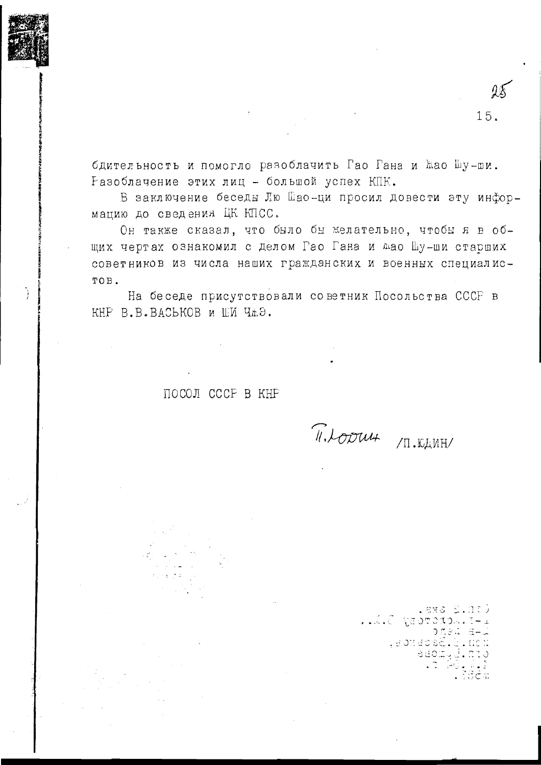бдительность и помогло разоблачить Гао Гана и Жао Шу-ши. Разоблачение этих лиц - большой успех КПК.

В заключение беседы Лю Шао-ци просил довести эту информацию до сведения ЦК КПСС.

Он также сказал, что было бы желательно, чтобы я в общих чертах ознакомил с делом Гао Гана и Жао Шу-ши старших советников из числа наших гражданских и военных специалистов.

На беседе присутствовали советник Посольства СССР в КНР В.В.ВАСЬКОВ и ШИ Чжэ.

ПОСОЛ СССР В КНР

П.Юдин /П.ЮДИН/